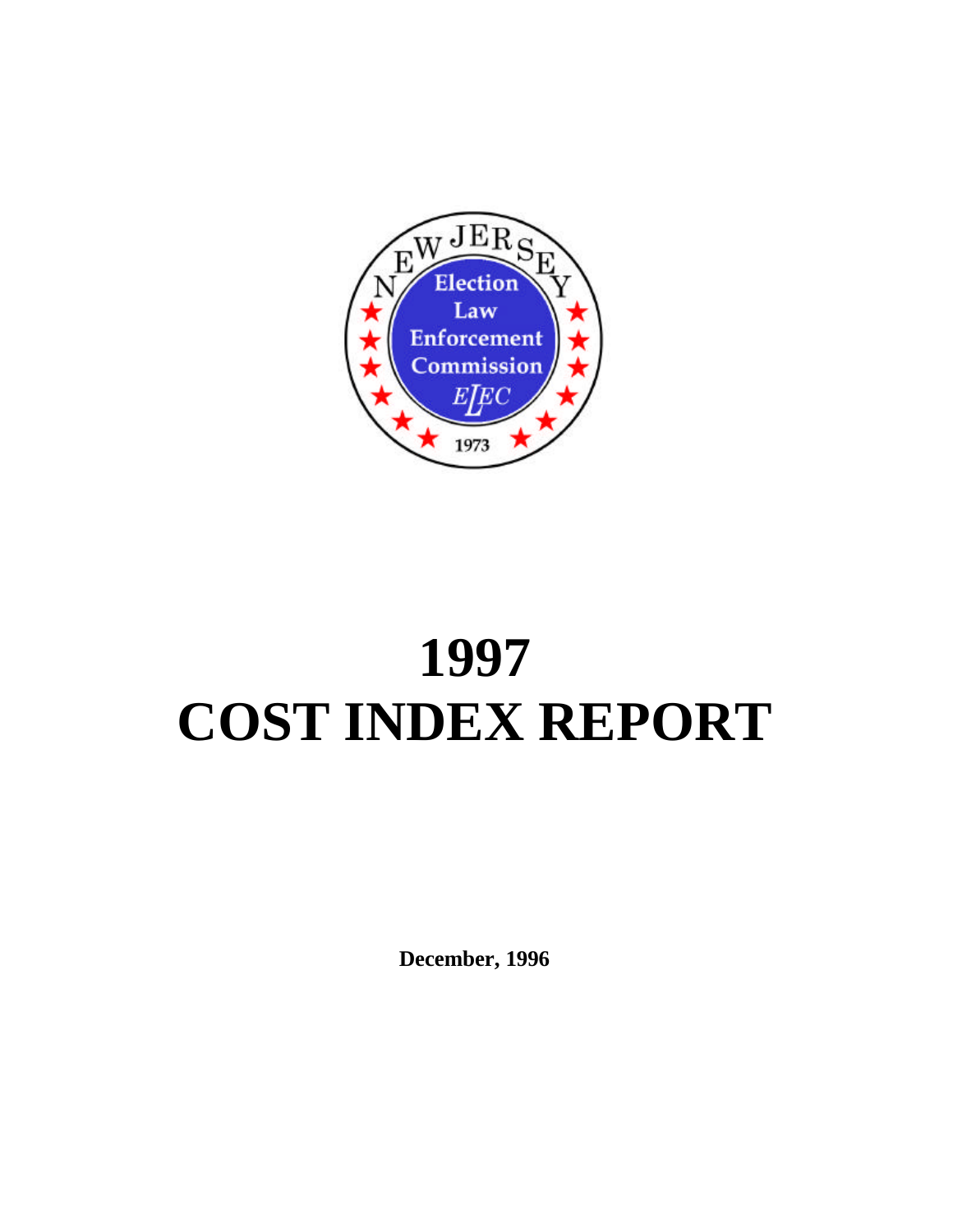# 1997
# COST INDEX REPORT

**December, 1996**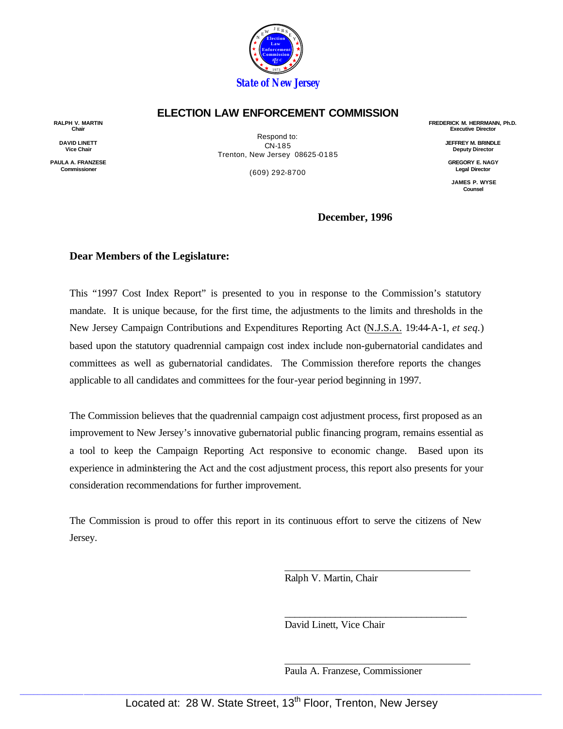State of New Jersey

# ELECTION LAW ENFORCEMENT COMMISSION

**RALPH V. MARTIN**
**Chair**

**DAVID LINETT**
**Vice Chair**

**PAULA A. FRANZESE**
**Commissioner**

Respond to:
CN-185
Trenton, New Jersey 08625-0185

(609) 292-8700

**FREDERICK M. HERRMANN, Ph.D.**
**Executive Director**

**JEFFREY M. BRINDLE**
**Deputy Director**

**GREGORY E. NAGY**
**Legal Director**

**JAMES P. WYSE**
**Counsel**

**December, 1996**

**Dear Members of the Legislature:**

This "1997 Cost Index Report" is presented to you in response to the Commission's statutory mandate. It is unique because, for the first time, the adjustments to the limits and thresholds in the New Jersey Campaign Contributions and Expenditures Reporting Act (N.J.S.A. 19:44A-1, *et seq.*) based upon the statutory quadrennial campaign cost index include non-gubernatorial candidates and committees as well as gubernatorial candidates. The Commission therefore reports the changes applicable to all candidates and committees for the four-year period beginning in 1997.

The Commission believes that the quadrennial campaign cost adjustment process, first proposed as an improvement to New Jersey's innovative gubernatorial public financing program, remains essential as a tool to keep the Campaign Reporting Act responsive to economic change. Based upon its experience in administering the Act and the cost adjustment process, this report also presents for your consideration recommendations for further improvement.

The Commission is proud to offer this report in its continuous effort to serve the citizens of New Jersey.

\_\_\_\_\_\_\_\_\_\_\_\_\_\_\_\_\_\_\_\_\_\_\_\_\_\_\_\_\_\_\_\_\_\_\_\_
Ralph V. Martin, Chair

\_\_\_\_\_\_\_\_\_\_\_\_\_\_\_\_\_\_\_\_\_\_\_\_\_\_\_\_\_\_\_\_\_\_\_\_
David Linett, Vice Chair

\_\_\_\_\_\_\_\_\_\_\_\_\_\_\_\_\_\_\_\_\_\_\_\_\_\_\_\_\_\_\_\_\_\_\_\_
Paula A. Franzese, Commissioner

Located at: 28 W. State Street, 13th Floor, Trenton, New Jersey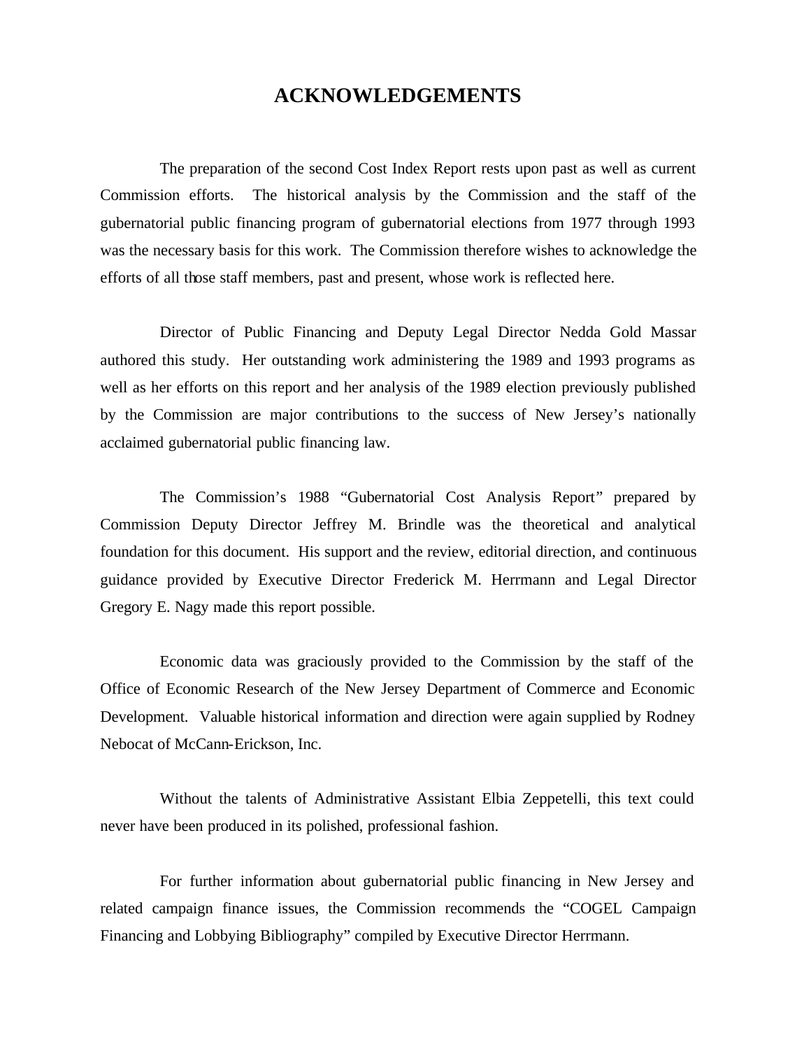# ACKNOWLEDGEMENTS

The preparation of the second Cost Index Report rests upon past as well as current Commission efforts. The historical analysis by the Commission and the staff of the gubernatorial public financing program of gubernatorial elections from 1977 through 1993 was the necessary basis for this work. The Commission therefore wishes to acknowledge the efforts of all those staff members, past and present, whose work is reflected here.

Director of Public Financing and Deputy Legal Director Nedda Gold Massar authored this study. Her outstanding work administering the 1989 and 1993 programs as well as her efforts on this report and her analysis of the 1989 election previously published by the Commission are major contributions to the success of New Jersey's nationally acclaimed gubernatorial public financing law.

The Commission's 1988 "Gubernatorial Cost Analysis Report" prepared by Commission Deputy Director Jeffrey M. Brindle was the theoretical and analytical foundation for this document. His support and the review, editorial direction, and continuous guidance provided by Executive Director Frederick M. Herrmann and Legal Director Gregory E. Nagy made this report possible.

Economic data was graciously provided to the Commission by the staff of the Office of Economic Research of the New Jersey Department of Commerce and Economic Development. Valuable historical information and direction were again supplied by Rodney Nebocat of McCann-Erickson, Inc.

Without the talents of Administrative Assistant Elbia Zeppetelli, this text could never have been produced in its polished, professional fashion.

For further information about gubernatorial public financing in New Jersey and related campaign finance issues, the Commission recommends the "COGEL Campaign Financing and Lobbying Bibliography" compiled by Executive Director Herrmann.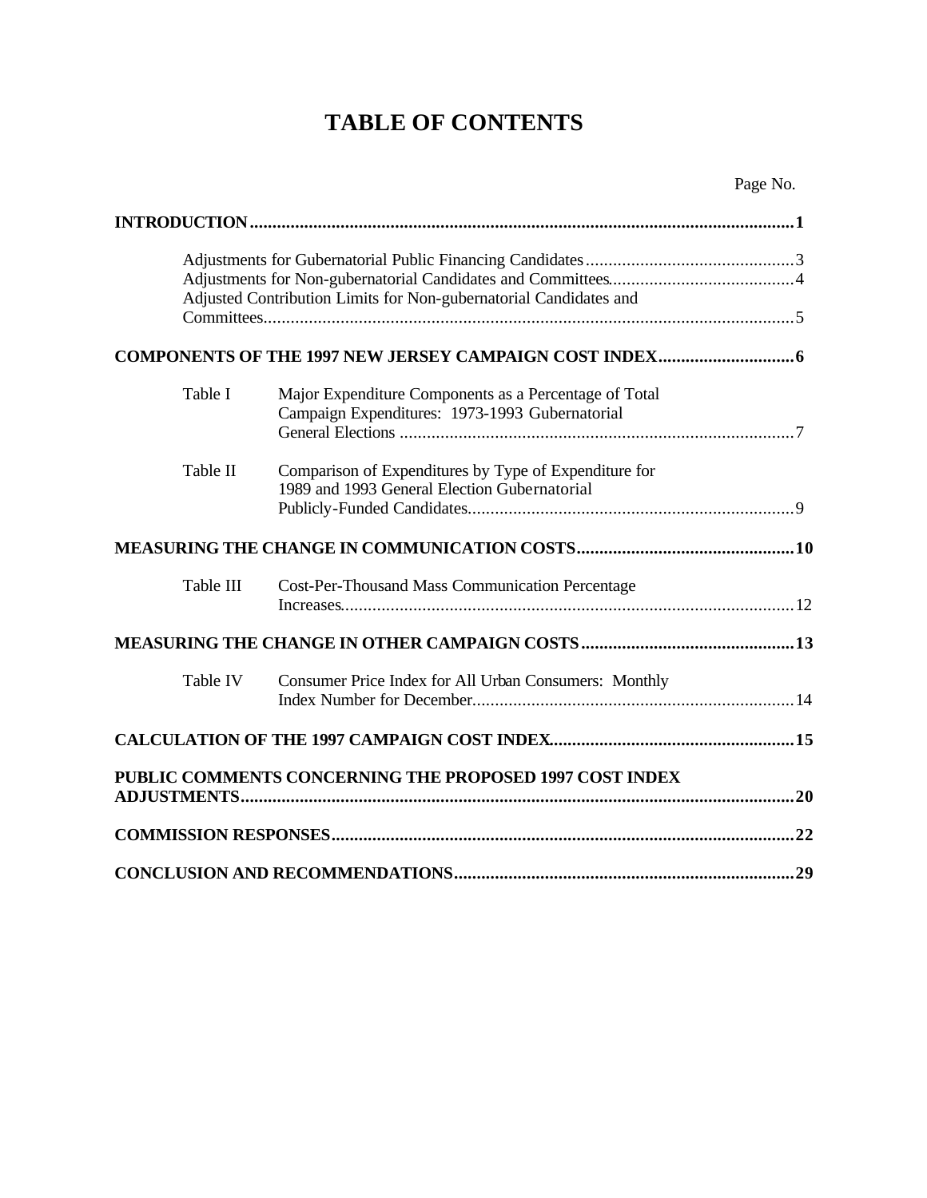# TABLE OF CONTENTS

| | | Page No. |
|---|---|---|
| **INTRODUCTION** | | **1** |
| | Adjustments for Gubernatorial Public Financing Candidates | 3 |
| | Adjustments for Non-gubernatorial Candidates and Committees | 4 |
| | Adjusted Contribution Limits for Non-gubernatorial Candidates and Committees | 5 |
| **COMPONENTS OF THE 1997 NEW JERSEY CAMPAIGN COST INDEX** | | **6** |
| Table I | Major Expenditure Components as a Percentage of Total Campaign Expenditures: 1973-1993 Gubernatorial General Elections | 7 |
| Table II | Comparison of Expenditures by Type of Expenditure for 1989 and 1993 General Election Gubernatorial Publicly-Funded Candidates | 9 |
| **MEASURING THE CHANGE IN COMMUNICATION COSTS** | | **10** |
| Table III | Cost-Per-Thousand Mass Communication Percentage Increases | 12 |
| **MEASURING THE CHANGE IN OTHER CAMPAIGN COSTS** | | **13** |
| Table IV | Consumer Price Index for All Urban Consumers: Monthly Index Number for December | 14 |
| **CALCULATION OF THE 1997 CAMPAIGN COST INDEX** | | **15** |
| **PUBLIC COMMENTS CONCERNING THE PROPOSED 1997 COST INDEX ADJUSTMENTS** | | **20** |
| **COMMISSION RESPONSES** | | **22** |
| **CONCLUSION AND RECOMMENDATIONS** | | **29** |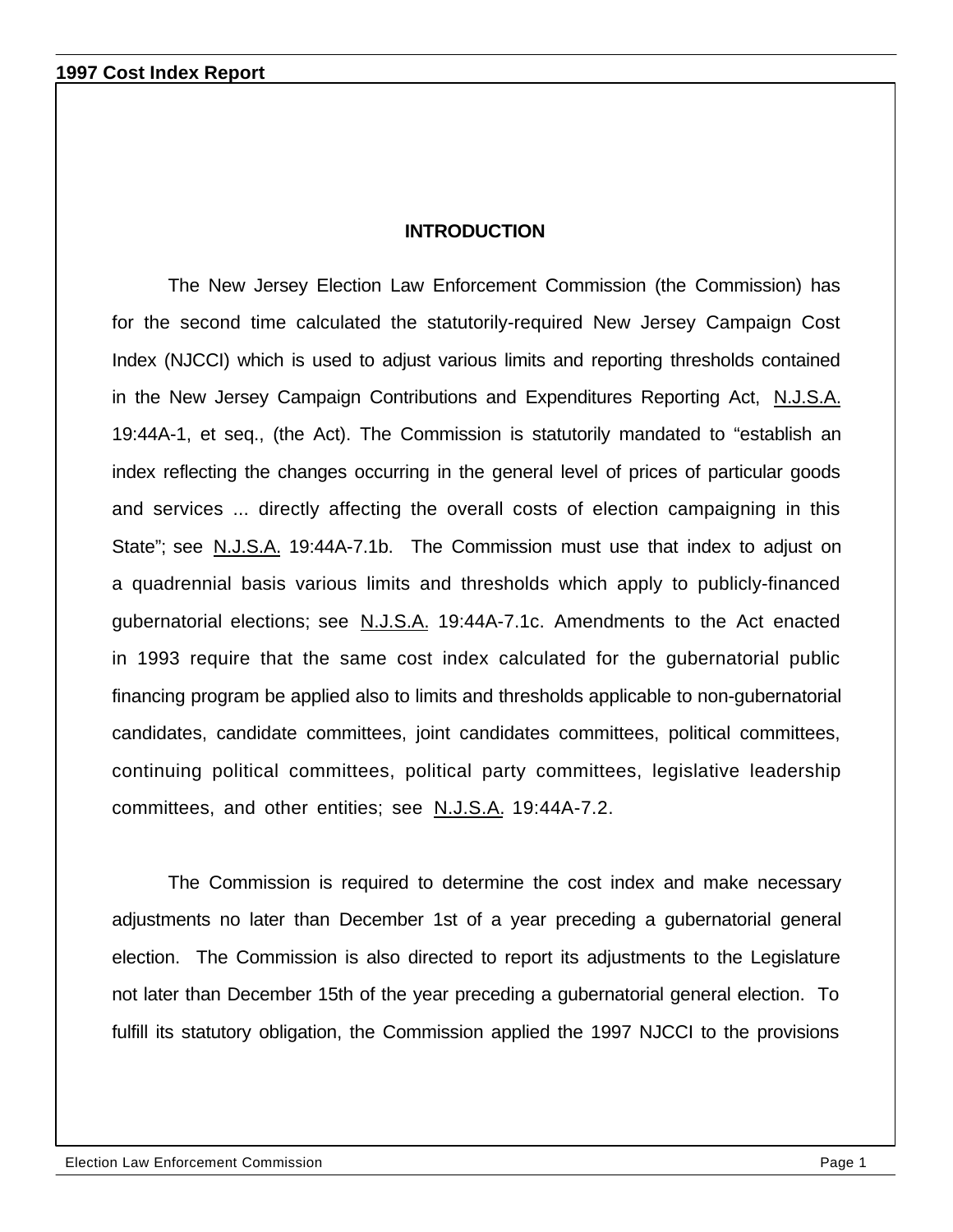## INTRODUCTION

The New Jersey Election Law Enforcement Commission (the Commission) has for the second time calculated the statutorily-required New Jersey Campaign Cost Index (NJCCI) which is used to adjust various limits and reporting thresholds contained in the New Jersey Campaign Contributions and Expenditures Reporting Act, N.J.S.A. 19:44A-1, et seq., (the Act). The Commission is statutorily mandated to "establish an index reflecting the changes occurring in the general level of prices of particular goods and services ... directly affecting the overall costs of election campaigning in this State"; see N.J.S.A. 19:44A-7.1b. The Commission must use that index to adjust on a quadrennial basis various limits and thresholds which apply to publicly-financed gubernatorial elections; see N.J.S.A. 19:44A-7.1c. Amendments to the Act enacted in 1993 require that the same cost index calculated for the gubernatorial public financing program be applied also to limits and thresholds applicable to non-gubernatorial candidates, candidate committees, joint candidates committees, political committees, continuing political committees, political party committees, legislative leadership committees, and other entities; see N.J.S.A. 19:44A-7.2.

The Commission is required to determine the cost index and make necessary adjustments no later than December 1st of a year preceding a gubernatorial general election. The Commission is also directed to report its adjustments to the Legislature not later than December 15th of the year preceding a gubernatorial general election. To fulfill its statutory obligation, the Commission applied the 1997 NJCCI to the provisions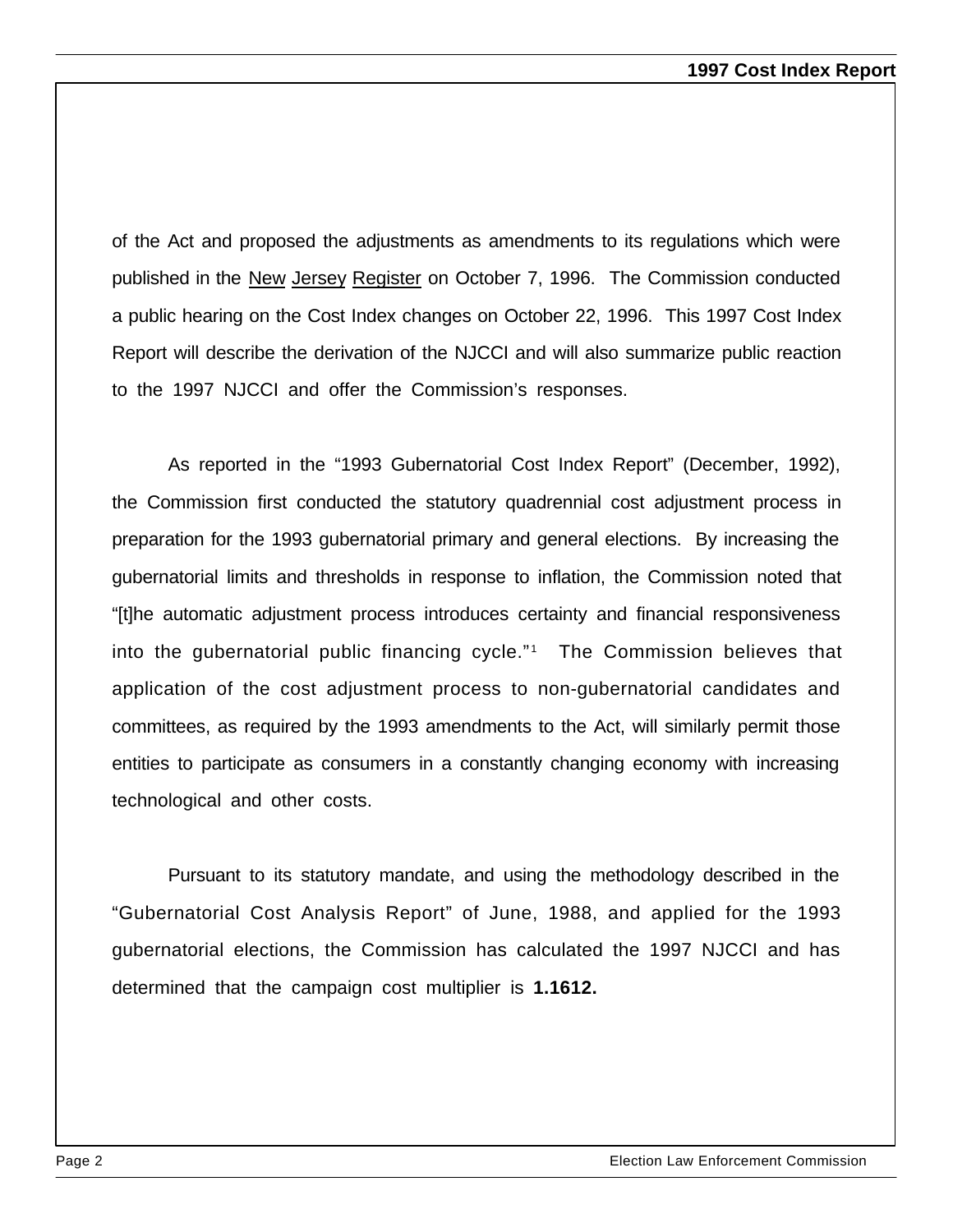of the Act and proposed the adjustments as amendments to its regulations which were published in the New Jersey Register on October 7, 1996. The Commission conducted a public hearing on the Cost Index changes on October 22, 1996. This 1997 Cost Index Report will describe the derivation of the NJCCI and will also summarize public reaction to the 1997 NJCCI and offer the Commission's responses.

As reported in the "1993 Gubernatorial Cost Index Report" (December, 1992), the Commission first conducted the statutory quadrennial cost adjustment process in preparation for the 1993 gubernatorial primary and general elections. By increasing the gubernatorial limits and thresholds in response to inflation, the Commission noted that "[t]he automatic adjustment process introduces certainty and financial responsiveness into the gubernatorial public financing cycle."[1] The Commission believes that application of the cost adjustment process to non-gubernatorial candidates and committees, as required by the 1993 amendments to the Act, will similarly permit those entities to participate as consumers in a constantly changing economy with increasing technological and other costs.

Pursuant to its statutory mandate, and using the methodology described in the "Gubernatorial Cost Analysis Report" of June, 1988, and applied for the 1993 gubernatorial elections, the Commission has calculated the 1997 NJCCI and has determined that the campaign cost multiplier is **1.1612.**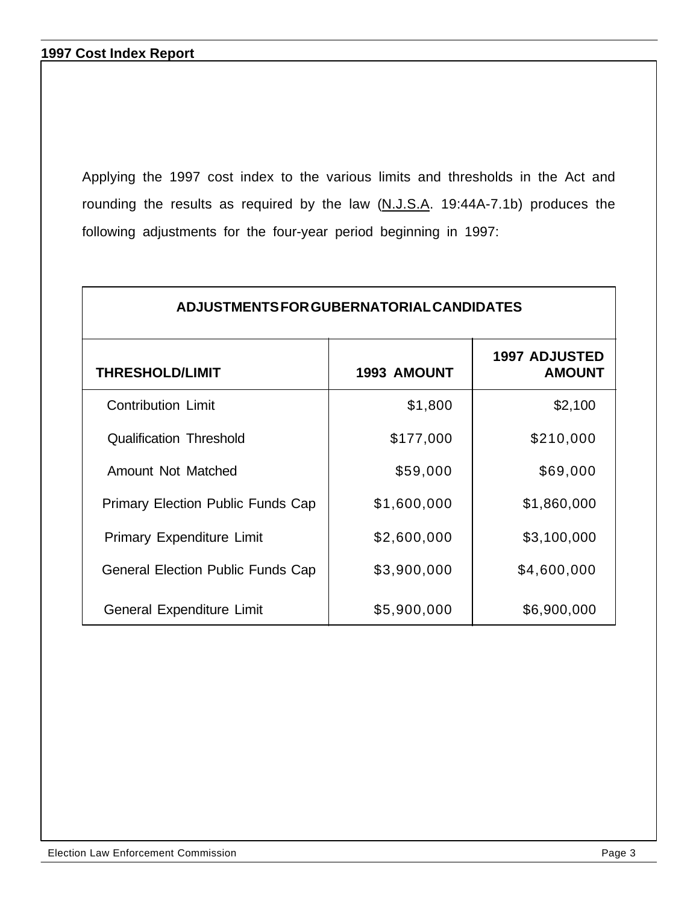Applying the 1997 cost index to the various limits and thresholds in the Act and rounding the results as required by the law (N.J.S.A. 19:44A-7.1b) produces the following adjustments for the four-year period beginning in 1997:

| ADJUSTMENTS FOR GUBERNATORIAL CANDIDATES | | |
|---|---|---|
| **THRESHOLD/LIMIT** | **1993 AMOUNT** | **1997 ADJUSTED AMOUNT** |
| Contribution Limit | $1,800 | $2,100 |
| Qualification Threshold | $177,000 | $210,000 |
| Amount Not Matched | $59,000 | $69,000 |
| Primary Election Public Funds Cap | $1,600,000 | $1,860,000 |
| Primary Expenditure Limit | $2,600,000 | $3,100,000 |
| General Election Public Funds Cap | $3,900,000 | $4,600,000 |
| General Expenditure Limit | $5,900,000 | $6,900,000 |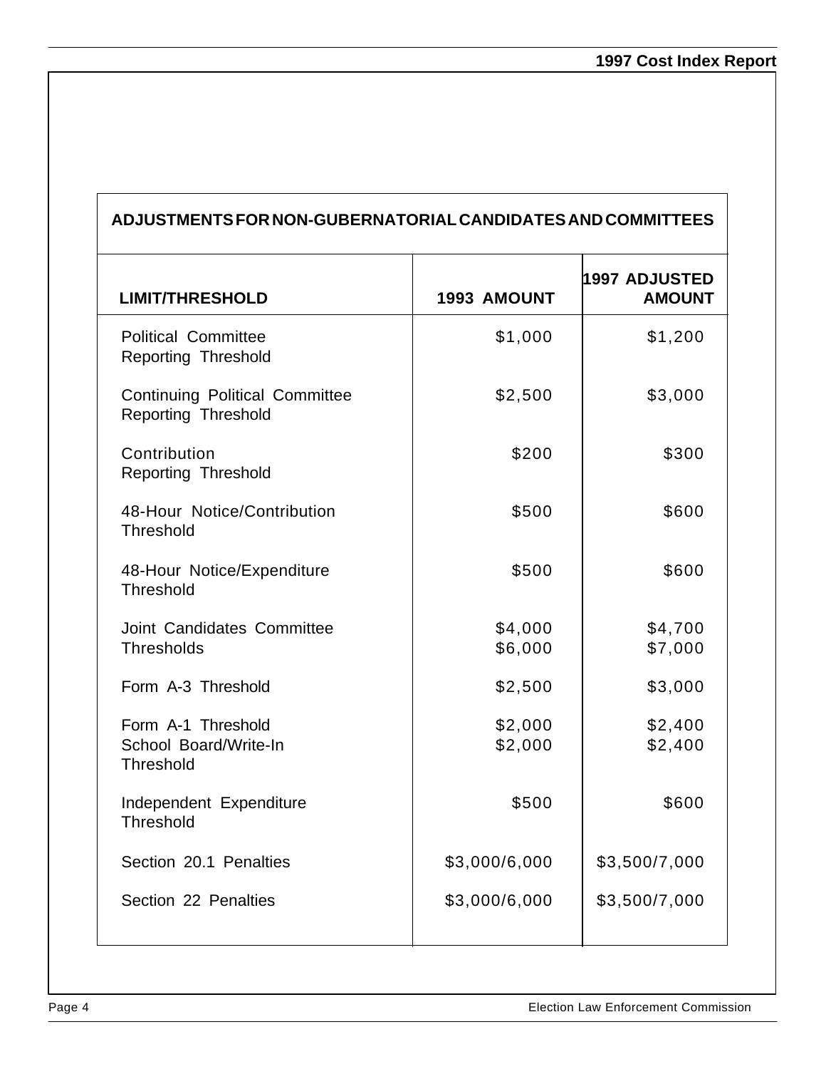| ADJUSTMENTS FOR NON-GUBERNATORIAL CANDIDATES AND COMMITTEES | | |
|---|---|---|
| **LIMIT/THRESHOLD** | **1993 AMOUNT** | **1997 ADJUSTED AMOUNT** |
| Political Committee Reporting Threshold | $1,000 | $1,200 |
| Continuing Political Committee Reporting Threshold | $2,500 | $3,000 |
| Contribution Reporting Threshold | $200 | $300 |
| 48-Hour Notice/Contribution Threshold | $500 | $600 |
| 48-Hour Notice/Expenditure Threshold | $500 | $600 |
| Joint Candidates Committee Thresholds | $4,000<br>$6,000 | $4,700<br>$7,000 |
| Form A-3 Threshold | $2,500 | $3,000 |
| Form A-1 Threshold<br>School Board/Write-In Threshold | $2,000<br>$2,000 | $2,400<br>$2,400 |
| Independent Expenditure Threshold | $500 | $600 |
| Section 20.1 Penalties | $3,000/6,000 | $3,500/7,000 |
| Section 22 Penalties | $3,000/6,000 | $3,500/7,000 |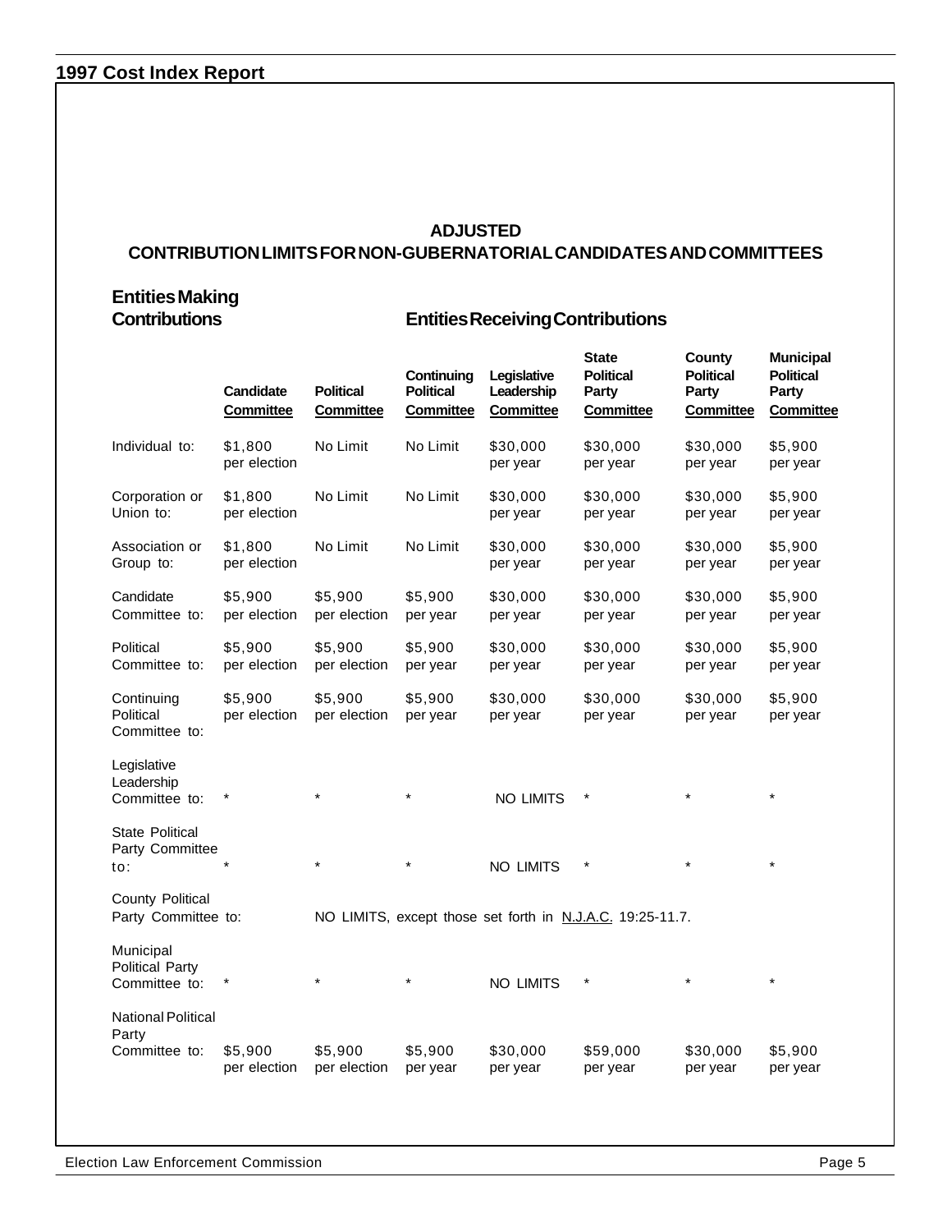## ADJUSTED
## CONTRIBUTION LIMITS FOR NON-GUBERNATORIAL CANDIDATES AND COMMITTEES

| Entities Making Contributions | Entities Receiving Contributions | | | | | | |
|---|---|---|---|---|---|---|---|
| | **Candidate Committee** | **Political Committee** | **Continuing Political Committee** | **Legislative Leadership Committee** | **State Political Party Committee** | **County Political Party Committee** | **Municipal Political Party Committee** |
| Individual to: | $1,800 per election | No Limit | No Limit | $30,000 per year | $30,000 per year | $30,000 per year | $5,900 per year |
| Corporation or Union to: | $1,800 per election | No Limit | No Limit | $30,000 per year | $30,000 per year | $30,000 per year | $5,900 per year |
| Association or Group to: | $1,800 per election | No Limit | No Limit | $30,000 per year | $30,000 per year | $30,000 per year | $5,900 per year |
| Candidate Committee to: | $5,900 per election | $5,900 per election | $5,900 per year | $30,000 per year | $30,000 per year | $30,000 per year | $5,900 per year |
| Political Committee to: | $5,900 per election | $5,900 per election | $5,900 per year | $30,000 per year | $30,000 per year | $30,000 per year | $5,900 per year |
| Continuing Political Committee to: | $5,900 per election | $5,900 per election | $5,900 per year | $30,000 per year | $30,000 per year | $30,000 per year | $5,900 per year |
| Legislative Leadership Committee to: | * | * | * | NO LIMITS | * | * | * |
| State Political Party Committee to: | * | * | * | NO LIMITS | * | * | * |
| County Political Party Committee to: | NO LIMITS, except those set forth in N.J.A.C. 19:25-11.7. | | | | | | |
| Municipal Political Party Committee to: | * | * | * | NO LIMITS | * | * | * |
| National Political Party Committee to: | $5,900 per election | $5,900 per election | $5,900 per year | $30,000 per year | $59,000 per year | $30,000 per year | $5,900 per year |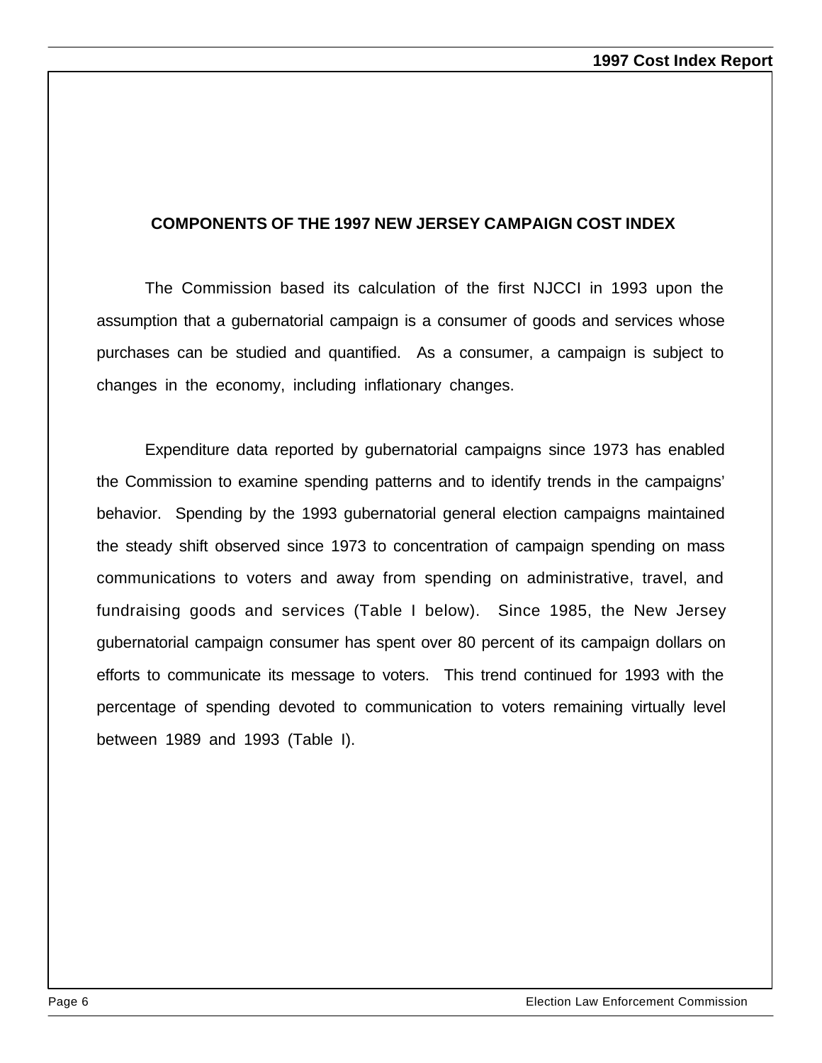## COMPONENTS OF THE 1997 NEW JERSEY CAMPAIGN COST INDEX

The Commission based its calculation of the first NJCCI in 1993 upon the assumption that a gubernatorial campaign is a consumer of goods and services whose purchases can be studied and quantified. As a consumer, a campaign is subject to changes in the economy, including inflationary changes.

Expenditure data reported by gubernatorial campaigns since 1973 has enabled the Commission to examine spending patterns and to identify trends in the campaigns' behavior. Spending by the 1993 gubernatorial general election campaigns maintained the steady shift observed since 1973 to concentration of campaign spending on mass communications to voters and away from spending on administrative, travel, and fundraising goods and services (Table I below). Since 1985, the New Jersey gubernatorial campaign consumer has spent over 80 percent of its campaign dollars on efforts to communicate its message to voters. This trend continued for 1993 with the percentage of spending devoted to communication to voters remaining virtually level between 1989 and 1993 (Table I).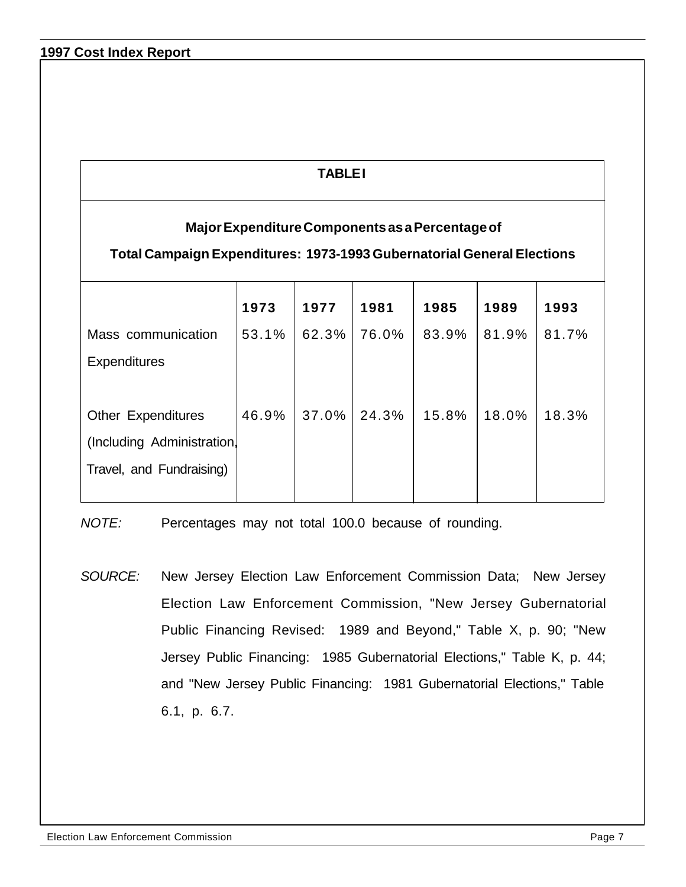**TABLE I**

**Major Expenditure Components as a Percentage of Total Campaign Expenditures: 1973-1993 Gubernatorial General Elections**

| | 1973 | 1977 | 1981 | 1985 | 1989 | 1993 |
|---|---|---|---|---|---|---|
| Mass communication Expenditures | 53.1% | 62.3% | 76.0% | 83.9% | 81.9% | 81.7% |
| Other Expenditures (Including Administration, Travel, and Fundraising) | 46.9% | 37.0% | 24.3% | 15.8% | 18.0% | 18.3% |

*NOTE:* Percentages may not total 100.0 because of rounding.

*SOURCE:* New Jersey Election Law Enforcement Commission Data; New Jersey Election Law Enforcement Commission, "New Jersey Gubernatorial Public Financing Revised: 1989 and Beyond," Table X, p. 90; "New Jersey Public Financing: 1985 Gubernatorial Elections," Table K, p. 44; and "New Jersey Public Financing: 1981 Gubernatorial Elections," Table 6.1, p. 6.7.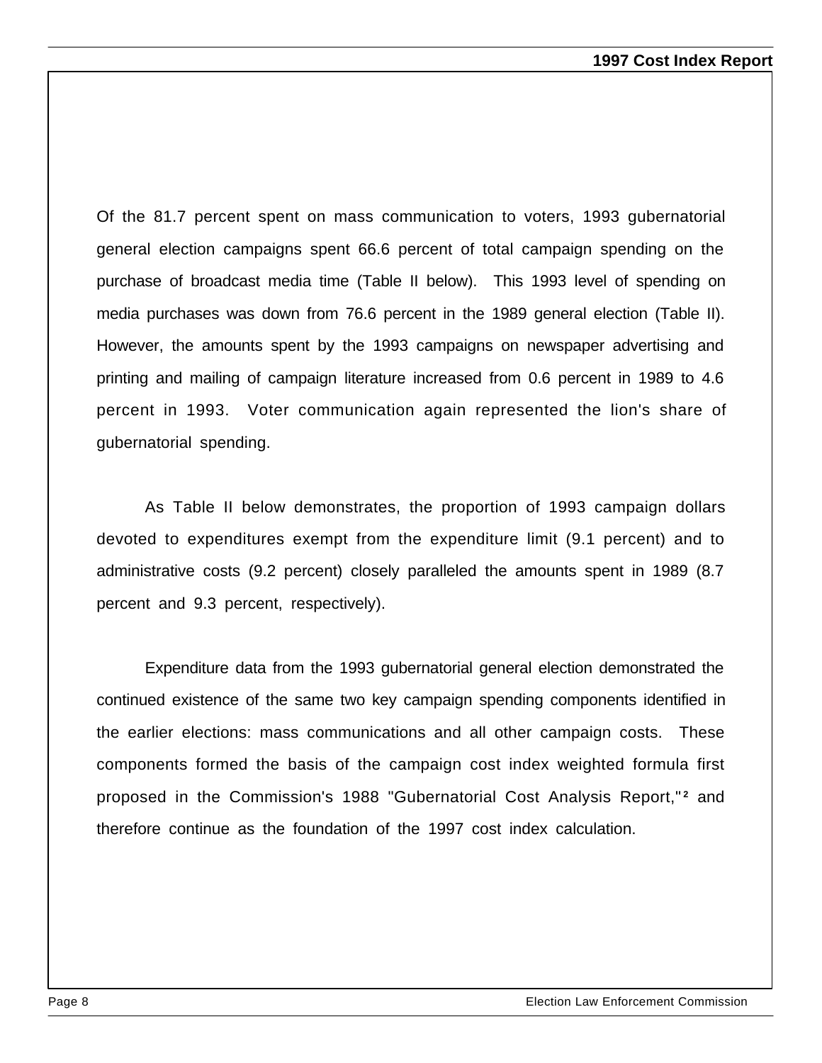Of the 81.7 percent spent on mass communication to voters, 1993 gubernatorial general election campaigns spent 66.6 percent of total campaign spending on the purchase of broadcast media time (Table II below). This 1993 level of spending on media purchases was down from 76.6 percent in the 1989 general election (Table II). However, the amounts spent by the 1993 campaigns on newspaper advertising and printing and mailing of campaign literature increased from 0.6 percent in 1989 to 4.6 percent in 1993. Voter communication again represented the lion's share of gubernatorial spending.

As Table II below demonstrates, the proportion of 1993 campaign dollars devoted to expenditures exempt from the expenditure limit (9.1 percent) and to administrative costs (9.2 percent) closely paralleled the amounts spent in 1989 (8.7 percent and 9.3 percent, respectively).

Expenditure data from the 1993 gubernatorial general election demonstrated the continued existence of the same two key campaign spending components identified in the earlier elections: mass communications and all other campaign costs. These components formed the basis of the campaign cost index weighted formula first proposed in the Commission's 1988 "Gubernatorial Cost Analysis Report,"[2] and therefore continue as the foundation of the 1997 cost index calculation.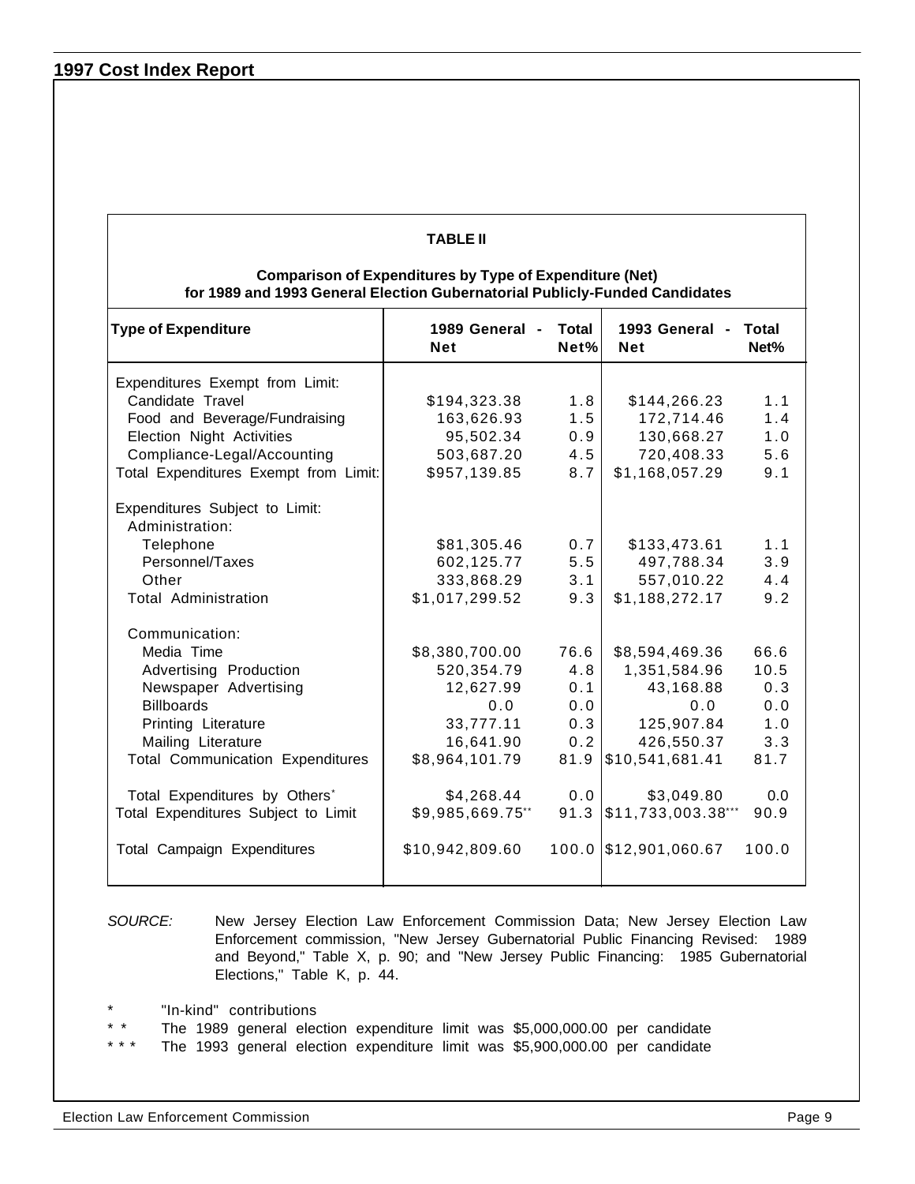**TABLE II**

**Comparison of Expenditures by Type of Expenditure (Net) for 1989 and 1993 General Election Gubernatorial Publicly-Funded Candidates**

| Type of Expenditure | 1989 General - Net | Total Net% | 1993 General - Net | Total Net% |
|---|---|---|---|---|
| Expenditures Exempt from Limit: | | | | |
| Candidate Travel | $194,323.38 | 1.8 | $144,266.23 | 1.1 |
| Food and Beverage/Fundraising | 163,626.93 | 1.5 | 172,714.46 | 1.4 |
| Election Night Activities | 95,502.34 | 0.9 | 130,668.27 | 1.0 |
| Compliance-Legal/Accounting | 503,687.20 | 4.5 | 720,408.33 | 5.6 |
| Total Expenditures Exempt from Limit: | $957,139.85 | 8.7 | $1,168,057.29 | 9.1 |
| Expenditures Subject to Limit: | | | | |
| Administration: | | | | |
| Telephone | $81,305.46 | 0.7 | $133,473.61 | 1.1 |
| Personnel/Taxes | 602,125.77 | 5.5 | 497,788.34 | 3.9 |
| Other | 333,868.29 | 3.1 | 557,010.22 | 4.4 |
| Total Administration | $1,017,299.52 | 9.3 | $1,188,272.17 | 9.2 |
| Communication: | | | | |
| Media Time | $8,380,700.00 | 76.6 | $8,594,469.36 | 66.6 |
| Advertising Production | 520,354.79 | 4.8 | 1,351,584.96 | 10.5 |
| Newspaper Advertising | 12,627.99 | 0.1 | 43,168.88 | 0.3 |
| Billboards | 0.0 | 0.0 | 0.0 | 0.0 |
| Printing Literature | 33,777.11 | 0.3 | 125,907.84 | 1.0 |
| Mailing Literature | 16,641.90 | 0.2 | 426,550.37 | 3.3 |
| Total Communication Expenditures | $8,964,101.79 | 81.9 | $10,541,681.41 | 81.7 |
| Total Expenditures by Others* | $4,268.44 | 0.0 | $3,049.80 | 0.0 |
| Total Expenditures Subject to Limit | $9,985,669.75** | 91.3 | $11,733,003.38*** | 90.9 |
| Total Campaign Expenditures | $10,942,809.60 | 100.0 | $12,901,060.67 | 100.0 |

*SOURCE:* New Jersey Election Law Enforcement Commission Data; New Jersey Election Law Enforcement commission, "New Jersey Gubernatorial Public Financing Revised: 1989 and Beyond," Table X, p. 90; and "New Jersey Public Financing: 1985 Gubernatorial Elections," Table K, p. 44.

\* "In-kind" contributions

\*\* The 1989 general election expenditure limit was $5,000,000.00 per candidate

\*\*\* The 1993 general election expenditure limit was $5,900,000.00 per candidate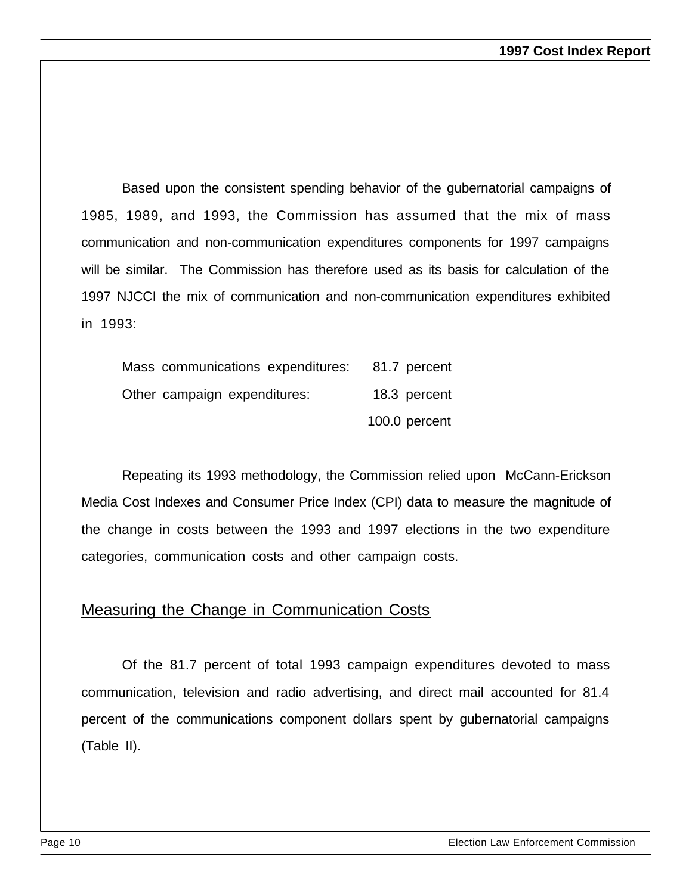Based upon the consistent spending behavior of the gubernatorial campaigns of 1985, 1989, and 1993, the Commission has assumed that the mix of mass communication and non-communication expenditures components for 1997 campaigns will be similar. The Commission has therefore used as its basis for calculation of the 1997 NJCCI the mix of communication and non-communication expenditures exhibited in 1993:

| | |
|---|---|
| Mass communications expenditures: | 81.7 percent |
| Other campaign expenditures: | 18.3 percent |
| | 100.0 percent |

Repeating its 1993 methodology, the Commission relied upon McCann-Erickson Media Cost Indexes and Consumer Price Index (CPI) data to measure the magnitude of the change in costs between the 1993 and 1997 elections in the two expenditure categories, communication costs and other campaign costs.

## Measuring the Change in Communication Costs

Of the 81.7 percent of total 1993 campaign expenditures devoted to mass communication, television and radio advertising, and direct mail accounted for 81.4 percent of the communications component dollars spent by gubernatorial campaigns (Table II).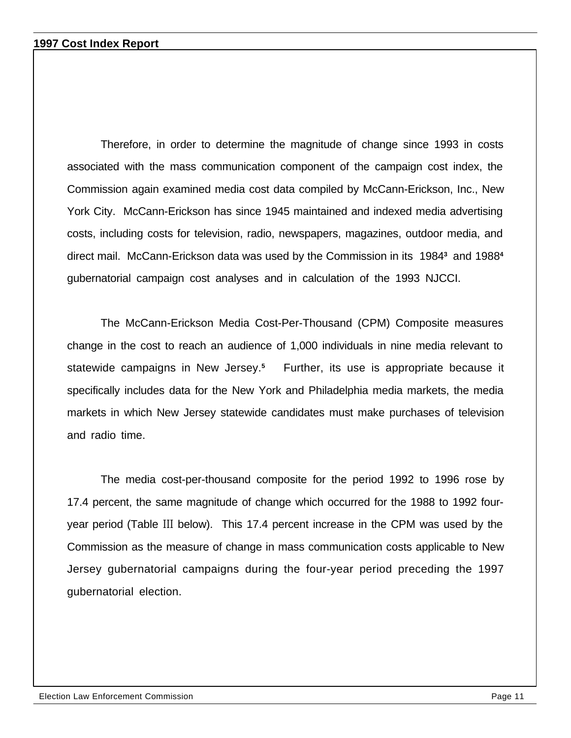Therefore, in order to determine the magnitude of change since 1993 in costs associated with the mass communication component of the campaign cost index, the Commission again examined media cost data compiled by McCann-Erickson, Inc., New York City. McCann-Erickson has since 1945 maintained and indexed media advertising costs, including costs for television, radio, newspapers, magazines, outdoor media, and direct mail. McCann-Erickson data was used by the Commission in its 1984[3] and 1988[4] gubernatorial campaign cost analyses and in calculation of the 1993 NJCCI.

The McCann-Erickson Media Cost-Per-Thousand (CPM) Composite measures change in the cost to reach an audience of 1,000 individuals in nine media relevant to statewide campaigns in New Jersey.[5] Further, its use is appropriate because it specifically includes data for the New York and Philadelphia media markets, the media markets in which New Jersey statewide candidates must make purchases of television and radio time.

The media cost-per-thousand composite for the period 1992 to 1996 rose by 17.4 percent, the same magnitude of change which occurred for the 1988 to 1992 four-year period (Table III below). This 17.4 percent increase in the CPM was used by the Commission as the measure of change in mass communication costs applicable to New Jersey gubernatorial campaigns during the four-year period preceding the 1997 gubernatorial election.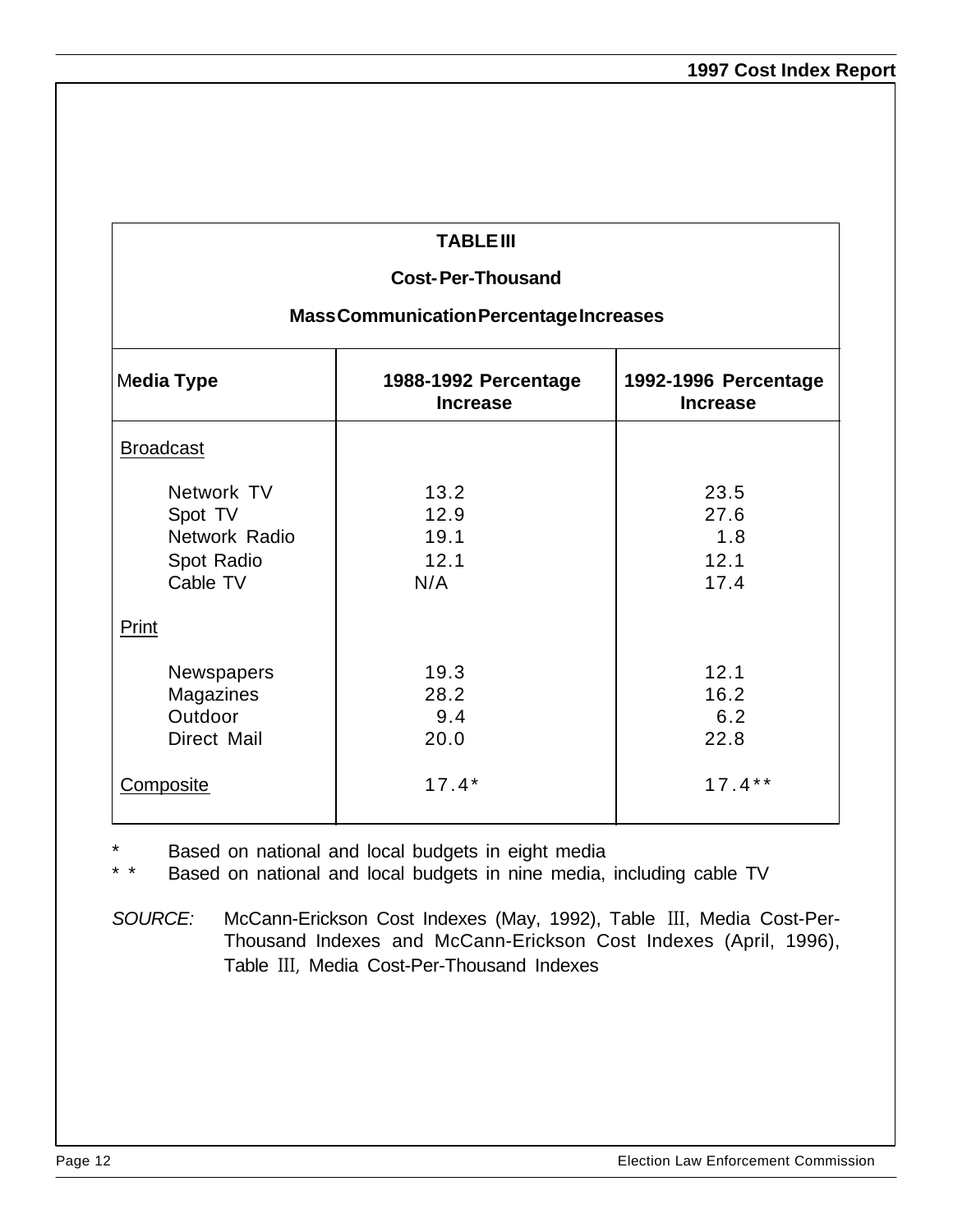**TABLE III**

**Cost-Per-Thousand**

**Mass Communication Percentage Increases**

| Media Type | 1988-1992 Percentage Increase | 1992-1996 Percentage Increase |
|---|---|---|
| Broadcast | | |
| Network TV | 13.2 | 23.5 |
| Spot TV | 12.9 | 27.6 |
| Network Radio | 19.1 | 1.8 |
| Spot Radio | 12.1 | 12.1 |
| Cable TV | N/A | 17.4 |
| Print | | |
| Newspapers | 19.3 | 12.1 |
| Magazines | 28.2 | 16.2 |
| Outdoor | 9.4 | 6.2 |
| Direct Mail | 20.0 | 22.8 |
| Composite | 17.4* | 17.4** |

\* Based on national and local budgets in eight media

\*\* Based on national and local budgets in nine media, including cable TV

*SOURCE:* McCann-Erickson Cost Indexes (May, 1992), Table III, Media Cost-Per-Thousand Indexes and McCann-Erickson Cost Indexes (April, 1996), Table III, Media Cost-Per-Thousand Indexes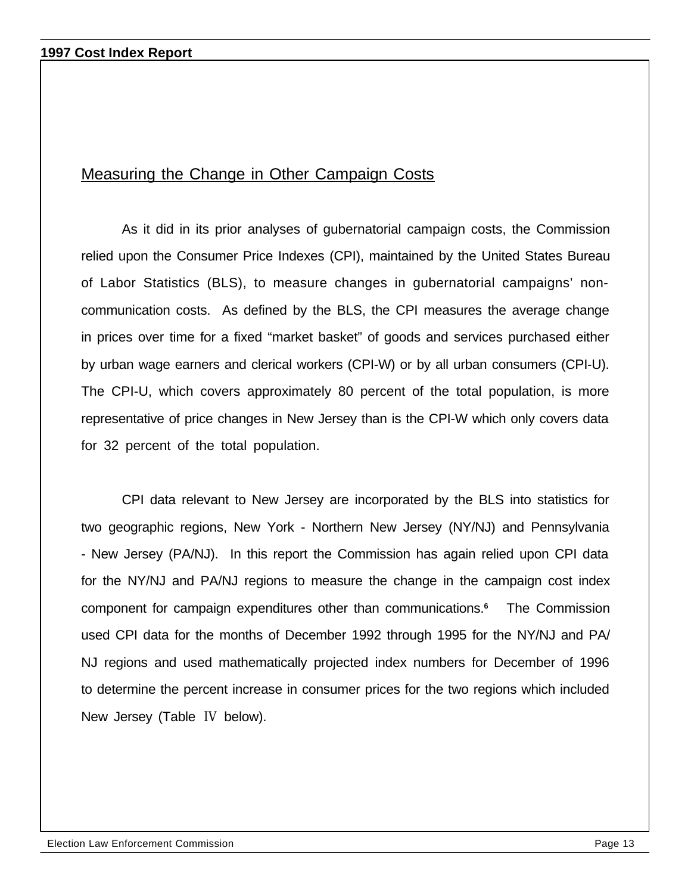## Measuring the Change in Other Campaign Costs

As it did in its prior analyses of gubernatorial campaign costs, the Commission relied upon the Consumer Price Indexes (CPI), maintained by the United States Bureau of Labor Statistics (BLS), to measure changes in gubernatorial campaigns' non-communication costs. As defined by the BLS, the CPI measures the average change in prices over time for a fixed "market basket" of goods and services purchased either by urban wage earners and clerical workers (CPI-W) or by all urban consumers (CPI-U). The CPI-U, which covers approximately 80 percent of the total population, is more representative of price changes in New Jersey than is the CPI-W which only covers data for 32 percent of the total population.

CPI data relevant to New Jersey are incorporated by the BLS into statistics for two geographic regions, New York - Northern New Jersey (NY/NJ) and Pennsylvania - New Jersey (PA/NJ). In this report the Commission has again relied upon CPI data for the NY/NJ and PA/NJ regions to measure the change in the campaign cost index component for campaign expenditures other than communications.[6] The Commission used CPI data for the months of December 1992 through 1995 for the NY/NJ and PA/NJ regions and used mathematically projected index numbers for December of 1996 to determine the percent increase in consumer prices for the two regions which included New Jersey (Table IV below).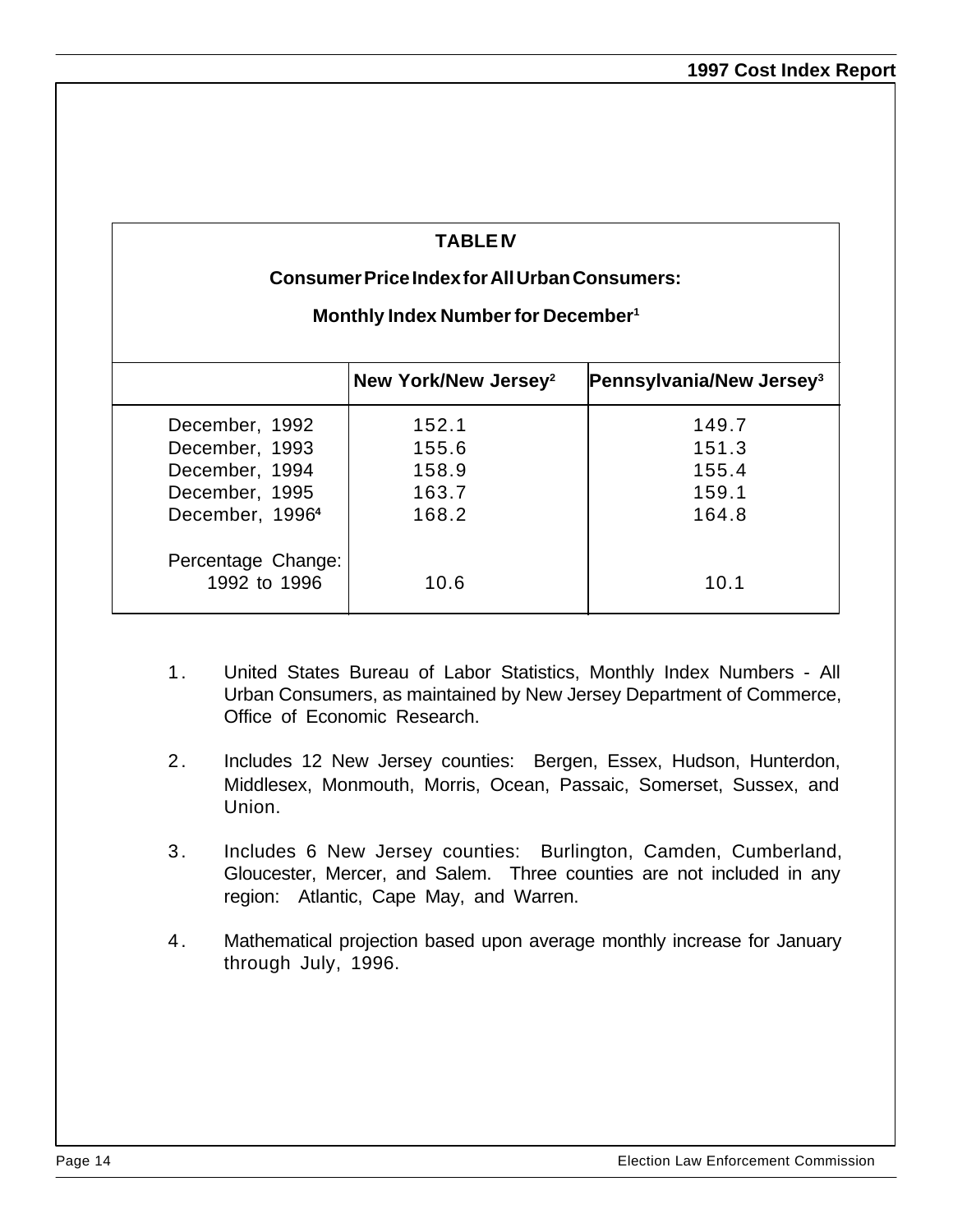## TABLE IV

### Consumer Price Index for All Urban Consumers:

### Monthly Index Number for December[1]

| | New York/New Jersey[2] | Pennsylvania/New Jersey[3] |
|---|---|---|
| December, 1992 | 152.1 | 149.7 |
| December, 1993 | 155.6 | 151.3 |
| December, 1994 | 158.9 | 155.4 |
| December, 1995 | 163.7 | 159.1 |
| December, 1996[4] | 168.2 | 164.8 |
| Percentage Change: 1992 to 1996 | 10.6 | 10.1 |

1. United States Bureau of Labor Statistics, Monthly Index Numbers - All Urban Consumers, as maintained by New Jersey Department of Commerce, Office of Economic Research.

2. Includes 12 New Jersey counties: Bergen, Essex, Hudson, Hunterdon, Middlesex, Monmouth, Morris, Ocean, Passaic, Somerset, Sussex, and Union.

3. Includes 6 New Jersey counties: Burlington, Camden, Cumberland, Gloucester, Mercer, and Salem. Three counties are not included in any region: Atlantic, Cape May, and Warren.

4. Mathematical projection based upon average monthly increase for January through July, 1996.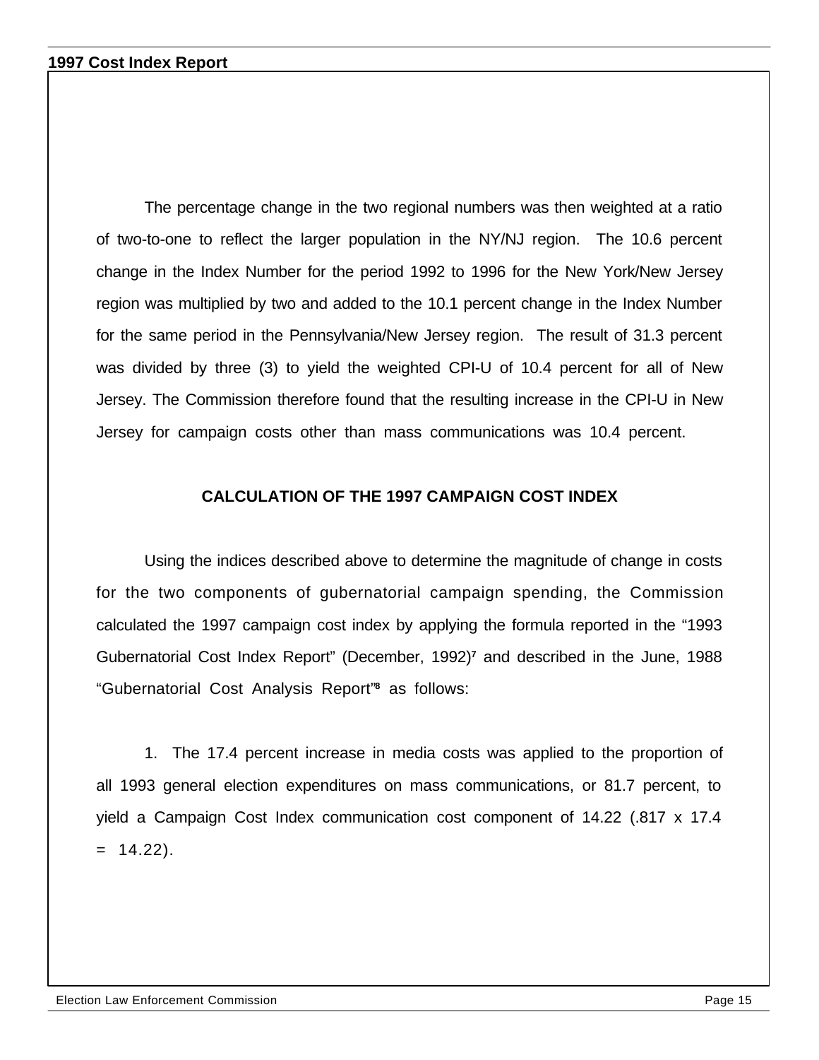The percentage change in the two regional numbers was then weighted at a ratio of two-to-one to reflect the larger population in the NY/NJ region. The 10.6 percent change in the Index Number for the period 1992 to 1996 for the New York/New Jersey region was multiplied by two and added to the 10.1 percent change in the Index Number for the same period in the Pennsylvania/New Jersey region. The result of 31.3 percent was divided by three (3) to yield the weighted CPI-U of 10.4 percent for all of New Jersey. The Commission therefore found that the resulting increase in the CPI-U in New Jersey for campaign costs other than mass communications was 10.4 percent.

## CALCULATION OF THE 1997 CAMPAIGN COST INDEX

Using the indices described above to determine the magnitude of change in costs for the two components of gubernatorial campaign spending, the Commission calculated the 1997 campaign cost index by applying the formula reported in the "1993 Gubernatorial Cost Index Report" (December, 1992)[7] and described in the June, 1988 "Gubernatorial Cost Analysis Report"[8] as follows:

1. The 17.4 percent increase in media costs was applied to the proportion of all 1993 general election expenditures on mass communications, or 81.7 percent, to yield a Campaign Cost Index communication cost component of 14.22 (.817 x 17.4 = 14.22).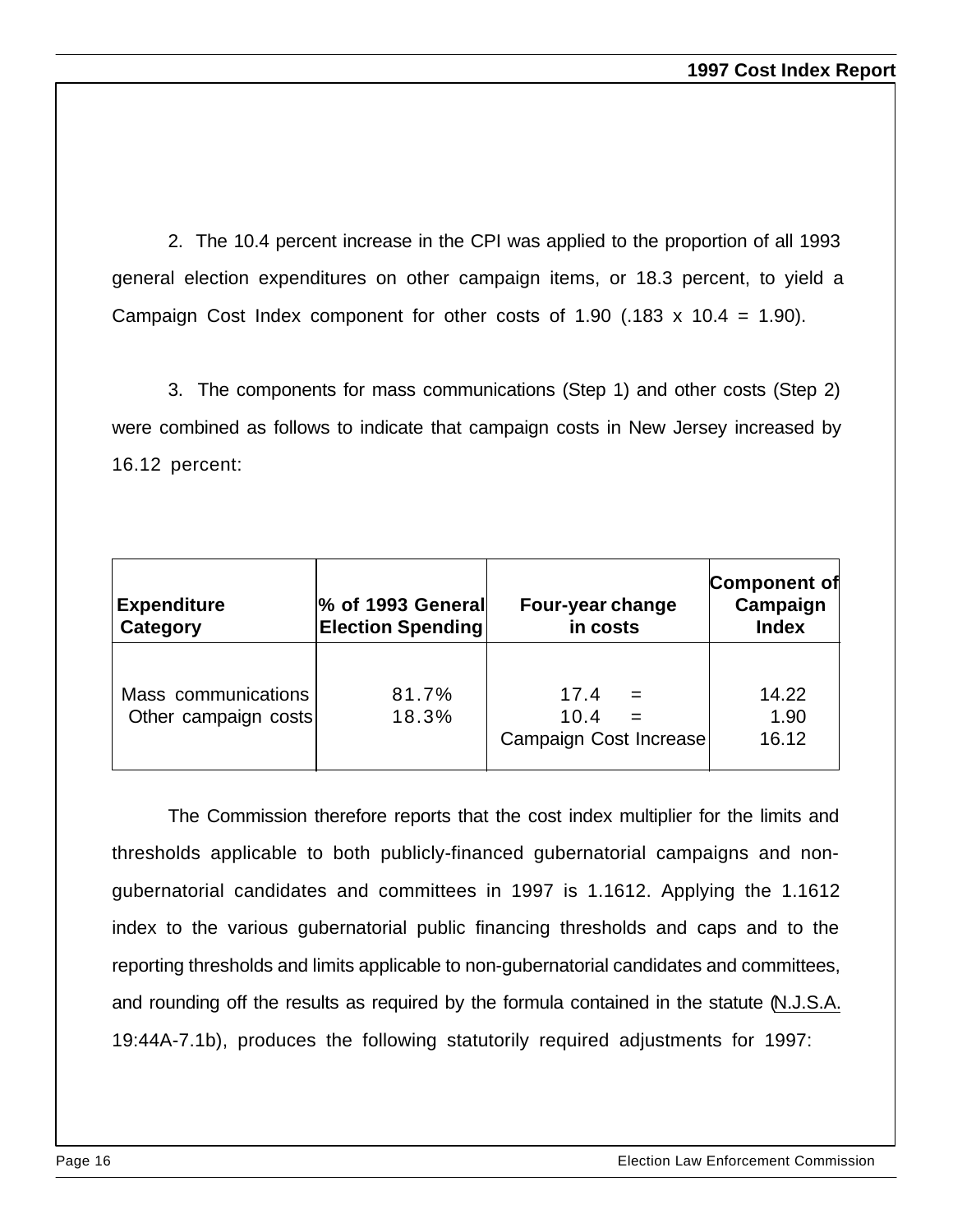2. The 10.4 percent increase in the CPI was applied to the proportion of all 1993 general election expenditures on other campaign items, or 18.3 percent, to yield a Campaign Cost Index component for other costs of 1.90 (.183 x 10.4 = 1.90).

3. The components for mass communications (Step 1) and other costs (Step 2) were combined as follows to indicate that campaign costs in New Jersey increased by 16.12 percent:

| Expenditure Category | % of 1993 General Election Spending | Four-year change in costs | Component of Campaign Index |
|---|---|---|---|
| Mass communications | 81.7% | 17.4 = | 14.22 |
| Other campaign costs | 18.3% | 10.4 = | 1.90 |
| | | Campaign Cost Increase | 16.12 |

The Commission therefore reports that the cost index multiplier for the limits and thresholds applicable to both publicly-financed gubernatorial campaigns and non-gubernatorial candidates and committees in 1997 is 1.1612. Applying the 1.1612 index to the various gubernatorial public financing thresholds and caps and to the reporting thresholds and limits applicable to non-gubernatorial candidates and committees, and rounding off the results as required by the formula contained in the statute (N.J.S.A. 19:44A-7.1b), produces the following statutorily required adjustments for 1997: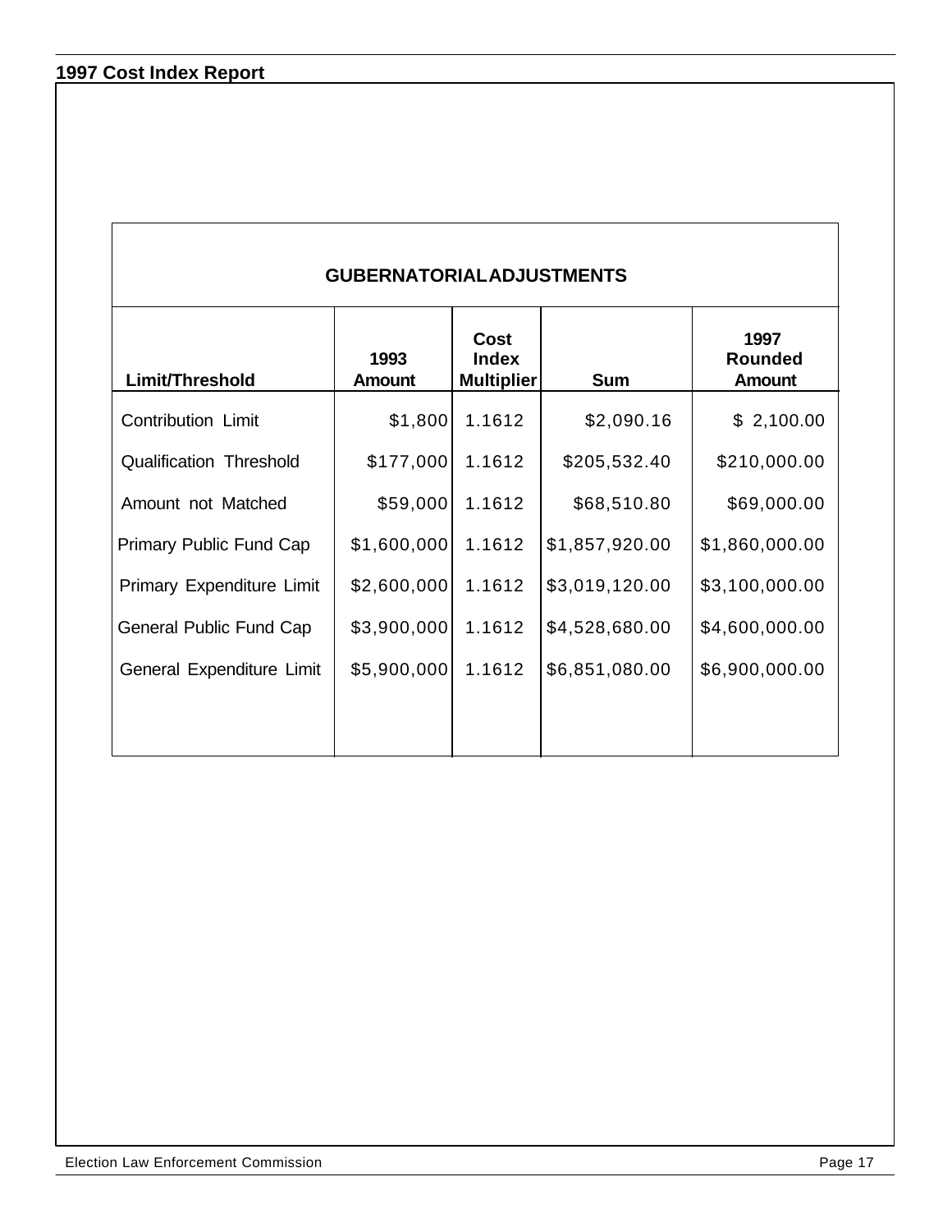## GUBERNATORIAL ADJUSTMENTS

| Limit/Threshold | 1993 Amount | Cost Index Multiplier | Sum | 1997 Rounded Amount |
|---|---|---|---|---|
| Contribution Limit | $1,800 | 1.1612 | $2,090.16 | $ 2,100.00 |
| Qualification Threshold | $177,000 | 1.1612 | $205,532.40 | $210,000.00 |
| Amount not Matched | $59,000 | 1.1612 | $68,510.80 | $69,000.00 |
| Primary Public Fund Cap | $1,600,000 | 1.1612 | $1,857,920.00 | $1,860,000.00 |
| Primary Expenditure Limit | $2,600,000 | 1.1612 | $3,019,120.00 | $3,100,000.00 |
| General Public Fund Cap | $3,900,000 | 1.1612 | $4,528,680.00 | $4,600,000.00 |
| General Expenditure Limit | $5,900,000 | 1.1612 | $6,851,080.00 | $6,900,000.00 |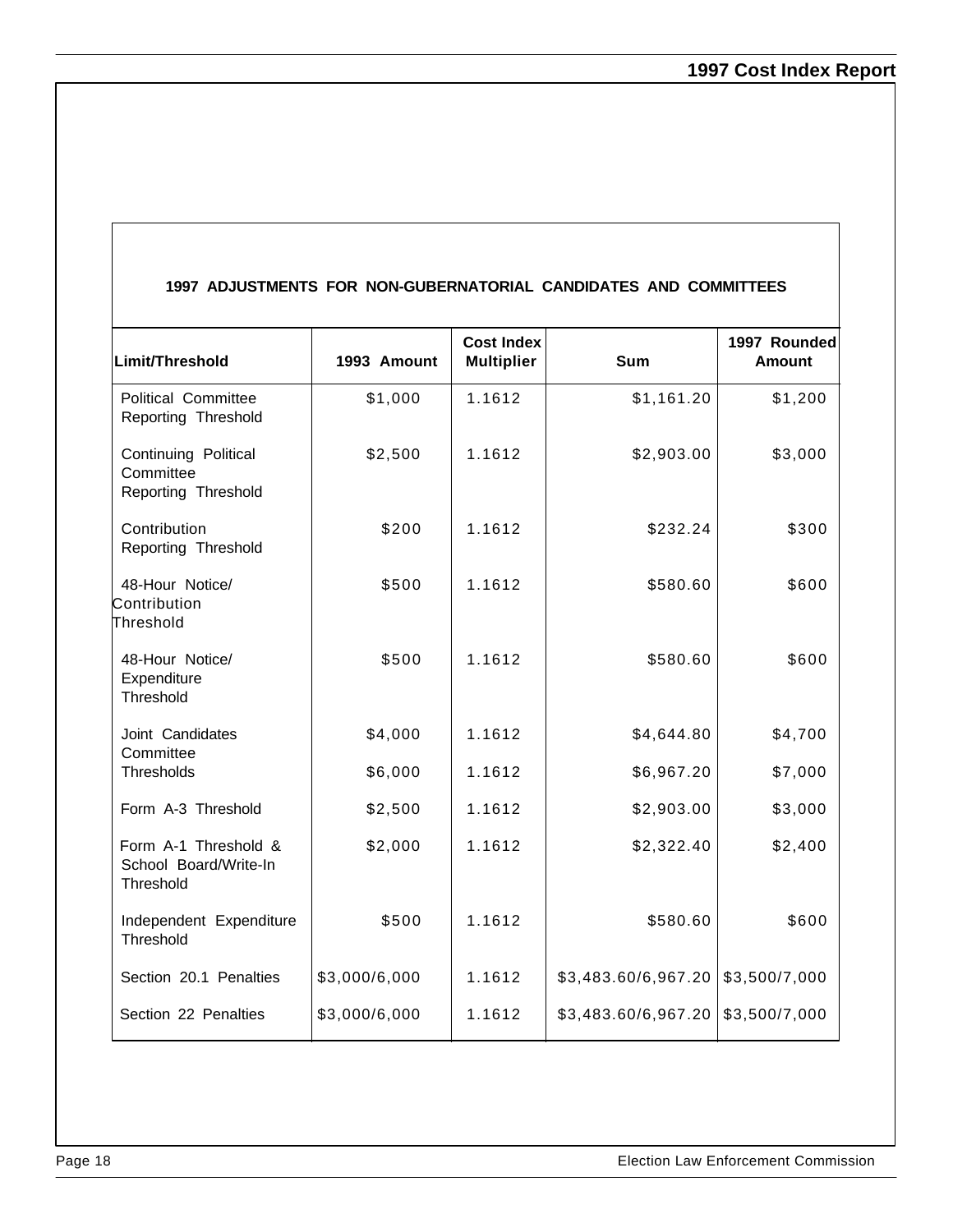## 1997 ADJUSTMENTS FOR NON-GUBERNATORIAL CANDIDATES AND COMMITTEES

| Limit/Threshold | 1993 Amount | Cost Index Multiplier | Sum | 1997 Rounded Amount |
|---|---|---|---|---|
| Political Committee Reporting Threshold | $1,000 | 1.1612 | $1,161.20 | $1,200 |
| Continuing Political Committee Reporting Threshold | $2,500 | 1.1612 | $2,903.00 | $3,000 |
| Contribution Reporting Threshold | $200 | 1.1612 | $232.24 | $300 |
| 48-Hour Notice/ Contribution Threshold | $500 | 1.1612 | $580.60 | $600 |
| 48-Hour Notice/ Expenditure Threshold | $500 | 1.1612 | $580.60 | $600 |
| Joint Candidates Committee Thresholds | $4,000 | 1.1612 | $4,644.80 | $4,700 |
| | $6,000 | 1.1612 | $6,967.20 | $7,000 |
| Form A-3 Threshold | $2,500 | 1.1612 | $2,903.00 | $3,000 |
| Form A-1 Threshold & School Board/Write-In Threshold | $2,000 | 1.1612 | $2,322.40 | $2,400 |
| Independent Expenditure Threshold | $500 | 1.1612 | $580.60 | $600 |
| Section 20.1 Penalties | $3,000/6,000 | 1.1612 | $3,483.60/6,967.20 | $3,500/7,000 |
| Section 22 Penalties | $3,000/6,000 | 1.1612 | $3,483.60/6,967.20 | $3,500/7,000 |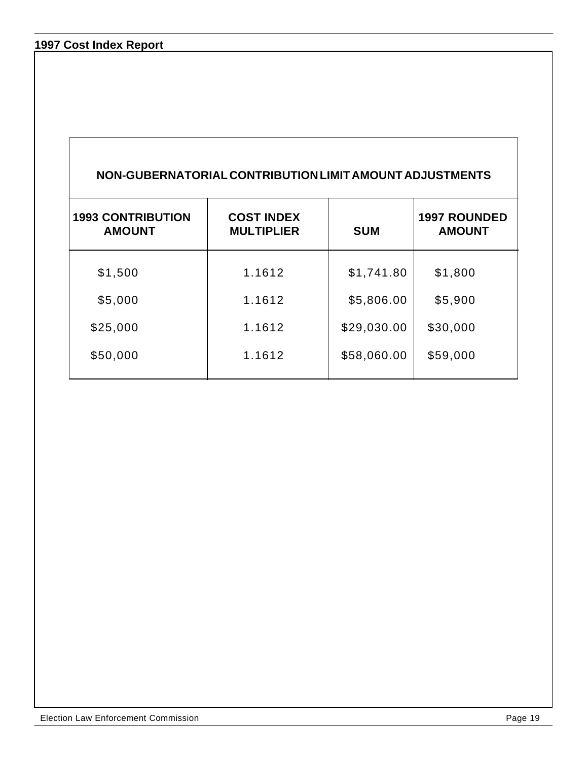## NON-GUBERNATORIAL CONTRIBUTION LIMIT AMOUNT ADJUSTMENTS

| 1993 CONTRIBUTION AMOUNT | COST INDEX MULTIPLIER | SUM | 1997 ROUNDED AMOUNT |
|---|---|---|---|
| $1,500 | 1.1612 | $1,741.80 | $1,800 |
| $5,000 | 1.1612 | $5,806.00 | $5,900 |
| $25,000 | 1.1612 | $29,030.00 | $30,000 |
| $50,000 | 1.1612 | $58,060.00 | $59,000 |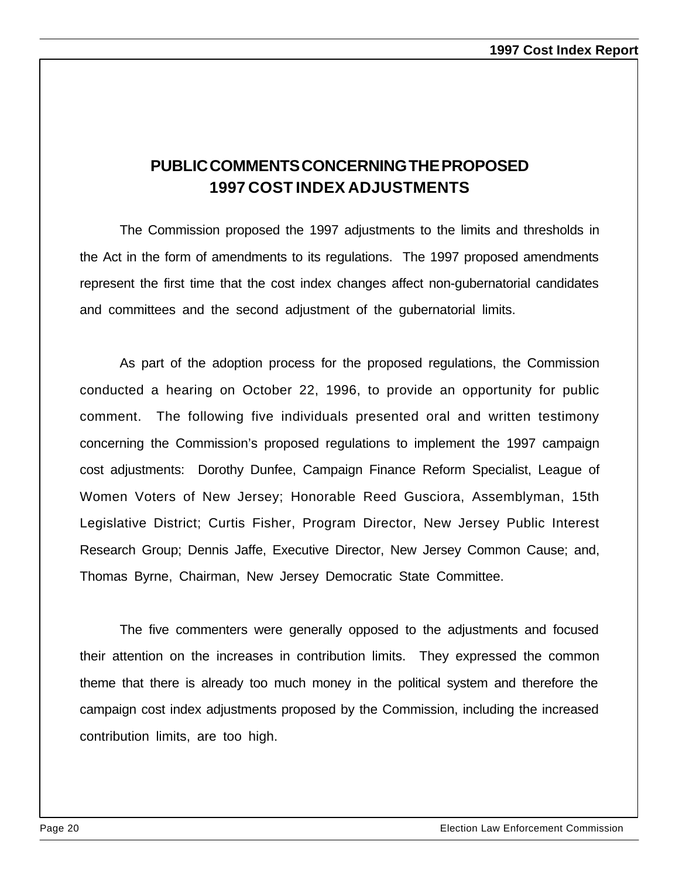## PUBLIC COMMENTS CONCERNING THE PROPOSED 1997 COST INDEX ADJUSTMENTS

The Commission proposed the 1997 adjustments to the limits and thresholds in the Act in the form of amendments to its regulations. The 1997 proposed amendments represent the first time that the cost index changes affect non-gubernatorial candidates and committees and the second adjustment of the gubernatorial limits.

As part of the adoption process for the proposed regulations, the Commission conducted a hearing on October 22, 1996, to provide an opportunity for public comment. The following five individuals presented oral and written testimony concerning the Commission's proposed regulations to implement the 1997 campaign cost adjustments: Dorothy Dunfee, Campaign Finance Reform Specialist, League of Women Voters of New Jersey; Honorable Reed Gusciora, Assemblyman, 15th Legislative District; Curtis Fisher, Program Director, New Jersey Public Interest Research Group; Dennis Jaffe, Executive Director, New Jersey Common Cause; and, Thomas Byrne, Chairman, New Jersey Democratic State Committee.

The five commenters were generally opposed to the adjustments and focused their attention on the increases in contribution limits. They expressed the common theme that there is already too much money in the political system and therefore the campaign cost index adjustments proposed by the Commission, including the increased contribution limits, are too high.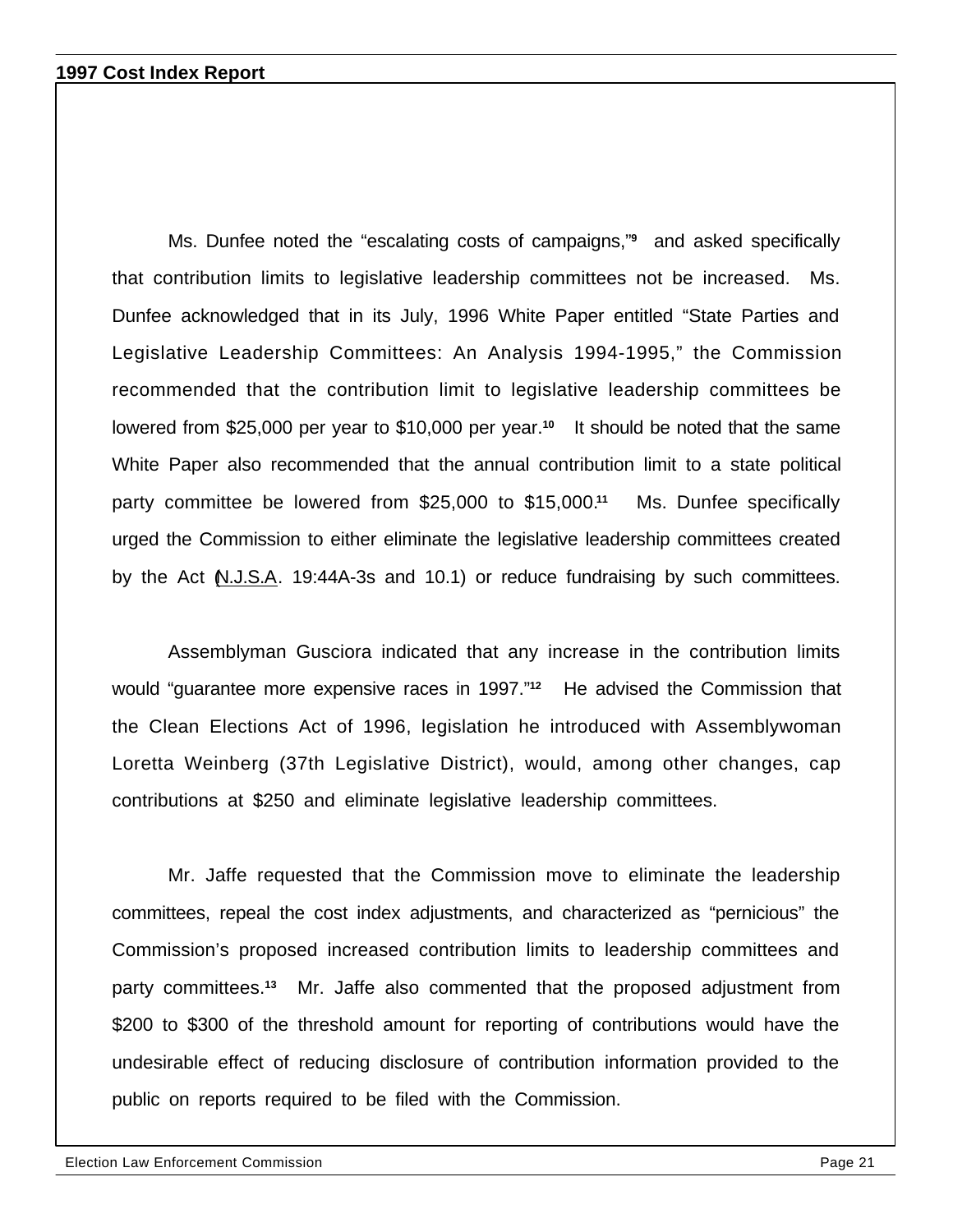Ms. Dunfee noted the "escalating costs of campaigns,"[9] and asked specifically that contribution limits to legislative leadership committees not be increased. Ms. Dunfee acknowledged that in its July, 1996 White Paper entitled "State Parties and Legislative Leadership Committees: An Analysis 1994-1995," the Commission recommended that the contribution limit to legislative leadership committees be lowered from $25,000 per year to $10,000 per year.[10] It should be noted that the same White Paper also recommended that the annual contribution limit to a state political party committee be lowered from $25,000 to $15,000.[11] Ms. Dunfee specifically urged the Commission to either eliminate the legislative leadership committees created by the Act (N.J.S.A. 19:44A-3s and 10.1) or reduce fundraising by such committees.

Assemblyman Gusciora indicated that any increase in the contribution limits would "guarantee more expensive races in 1997."[12] He advised the Commission that the Clean Elections Act of 1996, legislation he introduced with Assemblywoman Loretta Weinberg (37th Legislative District), would, among other changes, cap contributions at $250 and eliminate legislative leadership committees.

Mr. Jaffe requested that the Commission move to eliminate the leadership committees, repeal the cost index adjustments, and characterized as "pernicious" the Commission's proposed increased contribution limits to leadership committees and party committees.[13] Mr. Jaffe also commented that the proposed adjustment from $200 to $300 of the threshold amount for reporting of contributions would have the undesirable effect of reducing disclosure of contribution information provided to the public on reports required to be filed with the Commission.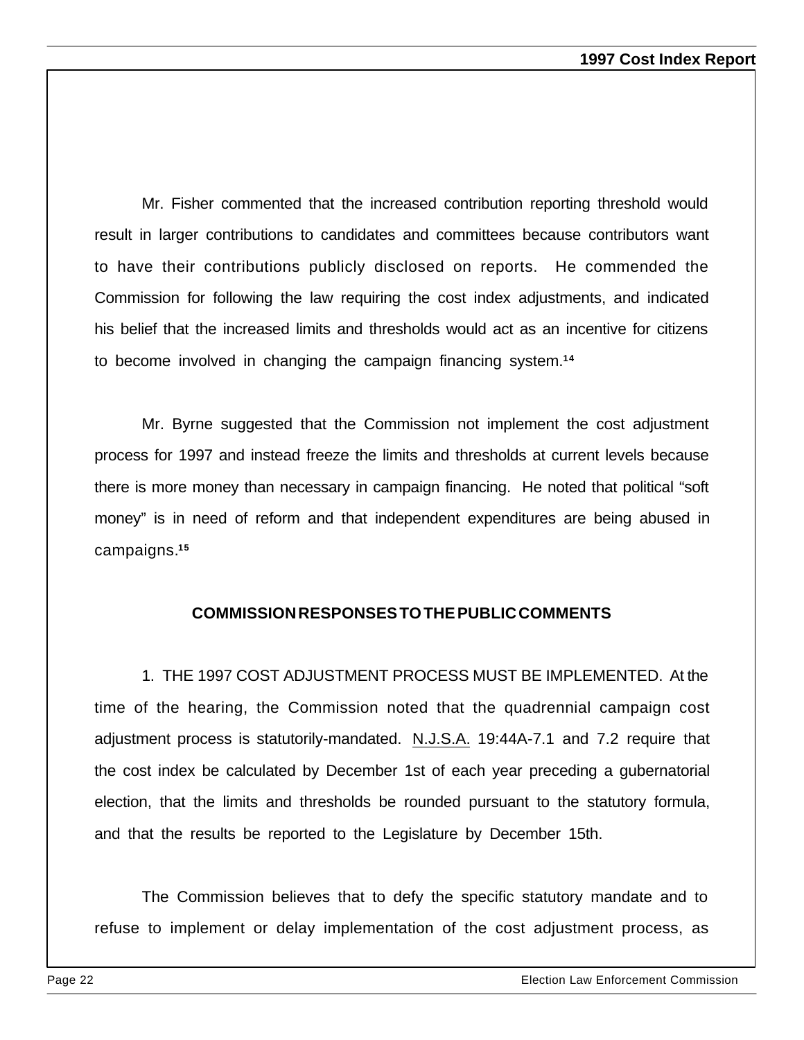Mr. Fisher commented that the increased contribution reporting threshold would result in larger contributions to candidates and committees because contributors want to have their contributions publicly disclosed on reports. He commended the Commission for following the law requiring the cost index adjustments, and indicated his belief that the increased limits and thresholds would act as an incentive for citizens to become involved in changing the campaign financing system.[14]

Mr. Byrne suggested that the Commission not implement the cost adjustment process for 1997 and instead freeze the limits and thresholds at current levels because there is more money than necessary in campaign financing. He noted that political "soft money" is in need of reform and that independent expenditures are being abused in campaigns.[15]

## COMMISSION RESPONSES TO THE PUBLIC COMMENTS

1. THE 1997 COST ADJUSTMENT PROCESS MUST BE IMPLEMENTED. At the time of the hearing, the Commission noted that the quadrennial campaign cost adjustment process is statutorily-mandated. N.J.S.A. 19:44A-7.1 and 7.2 require that the cost index be calculated by December 1st of each year preceding a gubernatorial election, that the limits and thresholds be rounded pursuant to the statutory formula, and that the results be reported to the Legislature by December 15th.

The Commission believes that to defy the specific statutory mandate and to refuse to implement or delay implementation of the cost adjustment process, as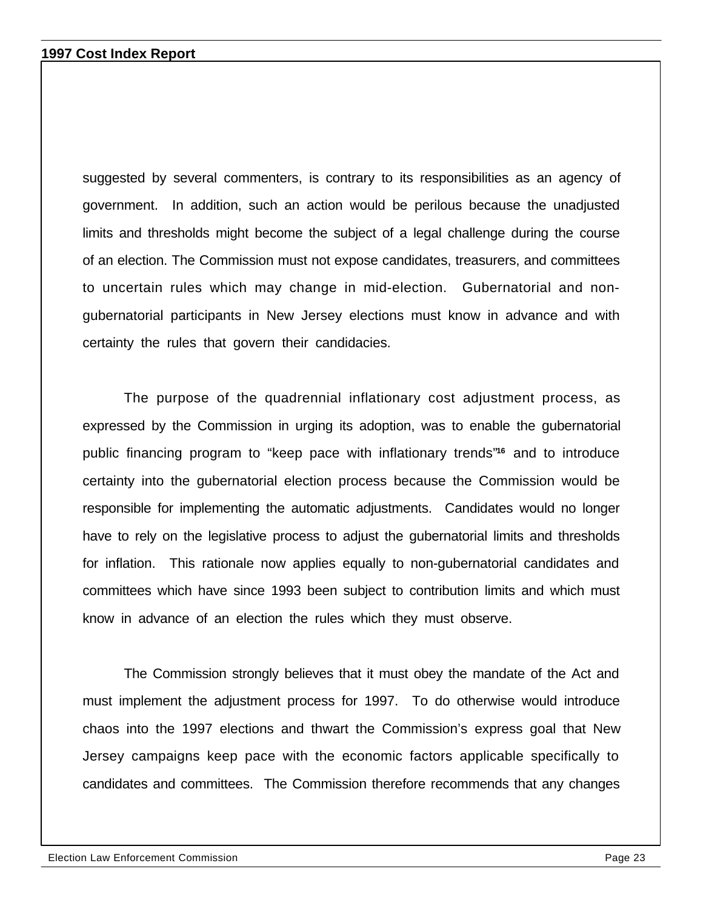suggested by several commenters, is contrary to its responsibilities as an agency of government. In addition, such an action would be perilous because the unadjusted limits and thresholds might become the subject of a legal challenge during the course of an election. The Commission must not expose candidates, treasurers, and committees to uncertain rules which may change in mid-election. Gubernatorial and non-gubernatorial participants in New Jersey elections must know in advance and with certainty the rules that govern their candidacies.

The purpose of the quadrennial inflationary cost adjustment process, as expressed by the Commission in urging its adoption, was to enable the gubernatorial public financing program to "keep pace with inflationary trends"[16] and to introduce certainty into the gubernatorial election process because the Commission would be responsible for implementing the automatic adjustments. Candidates would no longer have to rely on the legislative process to adjust the gubernatorial limits and thresholds for inflation. This rationale now applies equally to non-gubernatorial candidates and committees which have since 1993 been subject to contribution limits and which must know in advance of an election the rules which they must observe.

The Commission strongly believes that it must obey the mandate of the Act and must implement the adjustment process for 1997. To do otherwise would introduce chaos into the 1997 elections and thwart the Commission's express goal that New Jersey campaigns keep pace with the economic factors applicable specifically to candidates and committees. The Commission therefore recommends that any changes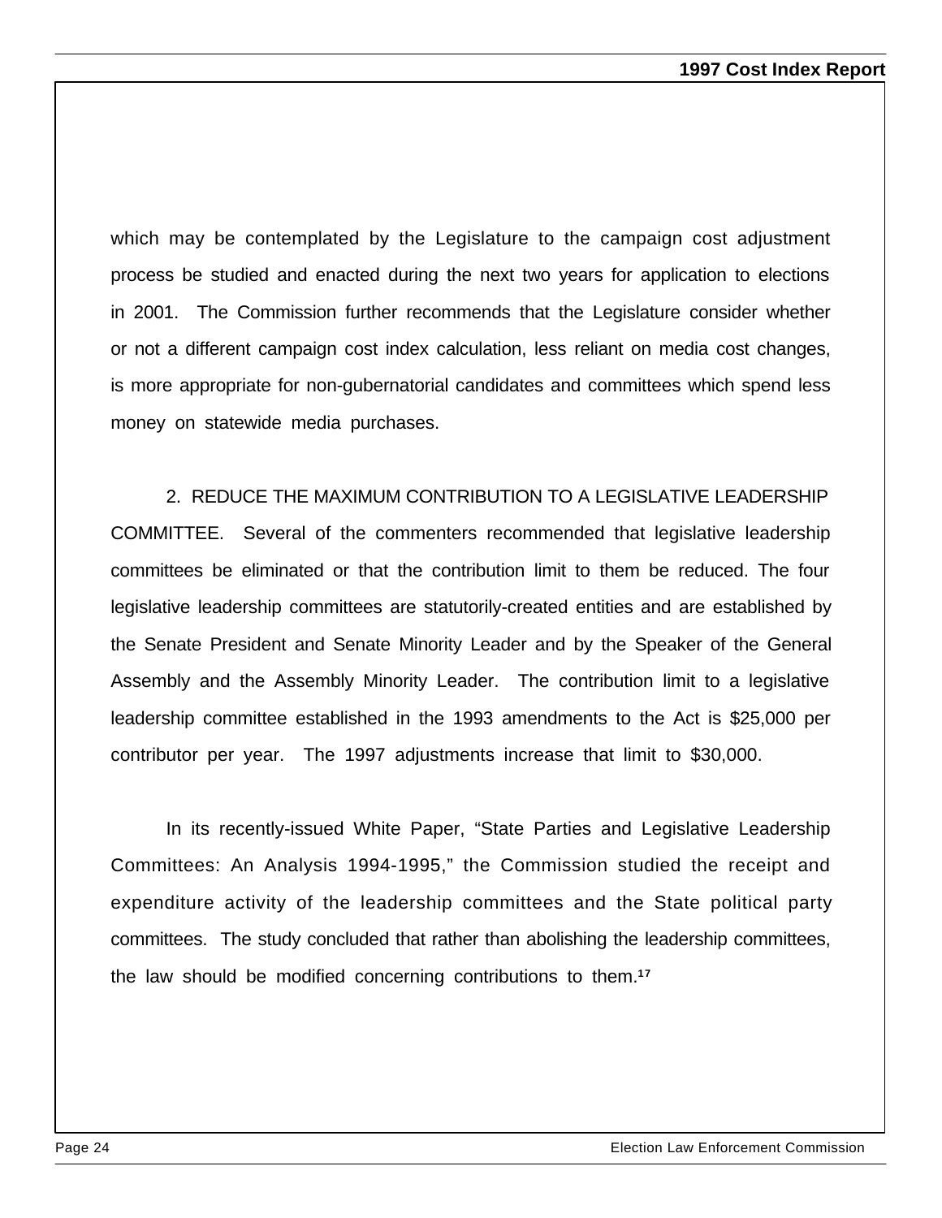which may be contemplated by the Legislature to the campaign cost adjustment process be studied and enacted during the next two years for application to elections in 2001. The Commission further recommends that the Legislature consider whether or not a different campaign cost index calculation, less reliant on media cost changes, is more appropriate for non-gubernatorial candidates and committees which spend less money on statewide media purchases.

2. REDUCE THE MAXIMUM CONTRIBUTION TO A LEGISLATIVE LEADERSHIP COMMITTEE. Several of the commenters recommended that legislative leadership committees be eliminated or that the contribution limit to them be reduced. The four legislative leadership committees are statutorily-created entities and are established by the Senate President and Senate Minority Leader and by the Speaker of the General Assembly and the Assembly Minority Leader. The contribution limit to a legislative leadership committee established in the 1993 amendments to the Act is $25,000 per contributor per year. The 1997 adjustments increase that limit to $30,000.

In its recently-issued White Paper, "State Parties and Legislative Leadership Committees: An Analysis 1994-1995," the Commission studied the receipt and expenditure activity of the leadership committees and the State political party committees. The study concluded that rather than abolishing the leadership committees, the law should be modified concerning contributions to them.[17]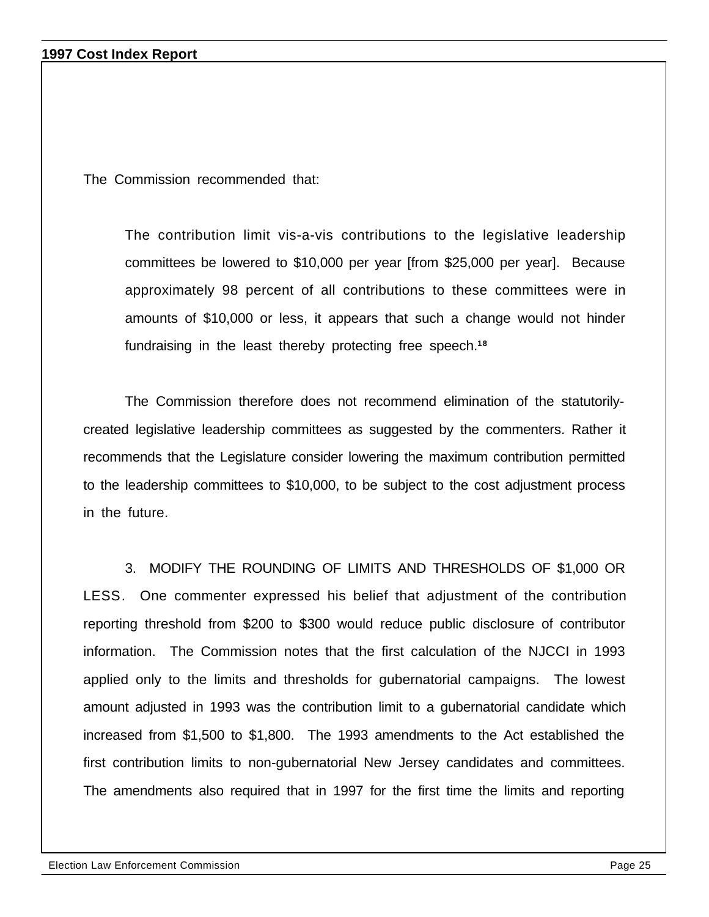The Commission recommended that:

> The contribution limit vis-a-vis contributions to the legislative leadership committees be lowered to $10,000 per year [from $25,000 per year]. Because approximately 98 percent of all contributions to these committees were in amounts of $10,000 or less, it appears that such a change would not hinder fundraising in the least thereby protecting free speech.[18]

The Commission therefore does not recommend elimination of the statutorily-created legislative leadership committees as suggested by the commenters. Rather it recommends that the Legislature consider lowering the maximum contribution permitted to the leadership committees to $10,000, to be subject to the cost adjustment process in the future.

3. MODIFY THE ROUNDING OF LIMITS AND THRESHOLDS OF $1,000 OR LESS. One commenter expressed his belief that adjustment of the contribution reporting threshold from $200 to $300 would reduce public disclosure of contributor information. The Commission notes that the first calculation of the NJCCI in 1993 applied only to the limits and thresholds for gubernatorial campaigns. The lowest amount adjusted in 1993 was the contribution limit to a gubernatorial candidate which increased from $1,500 to $1,800. The 1993 amendments to the Act established the first contribution limits to non-gubernatorial New Jersey candidates and committees. The amendments also required that in 1997 for the first time the limits and reporting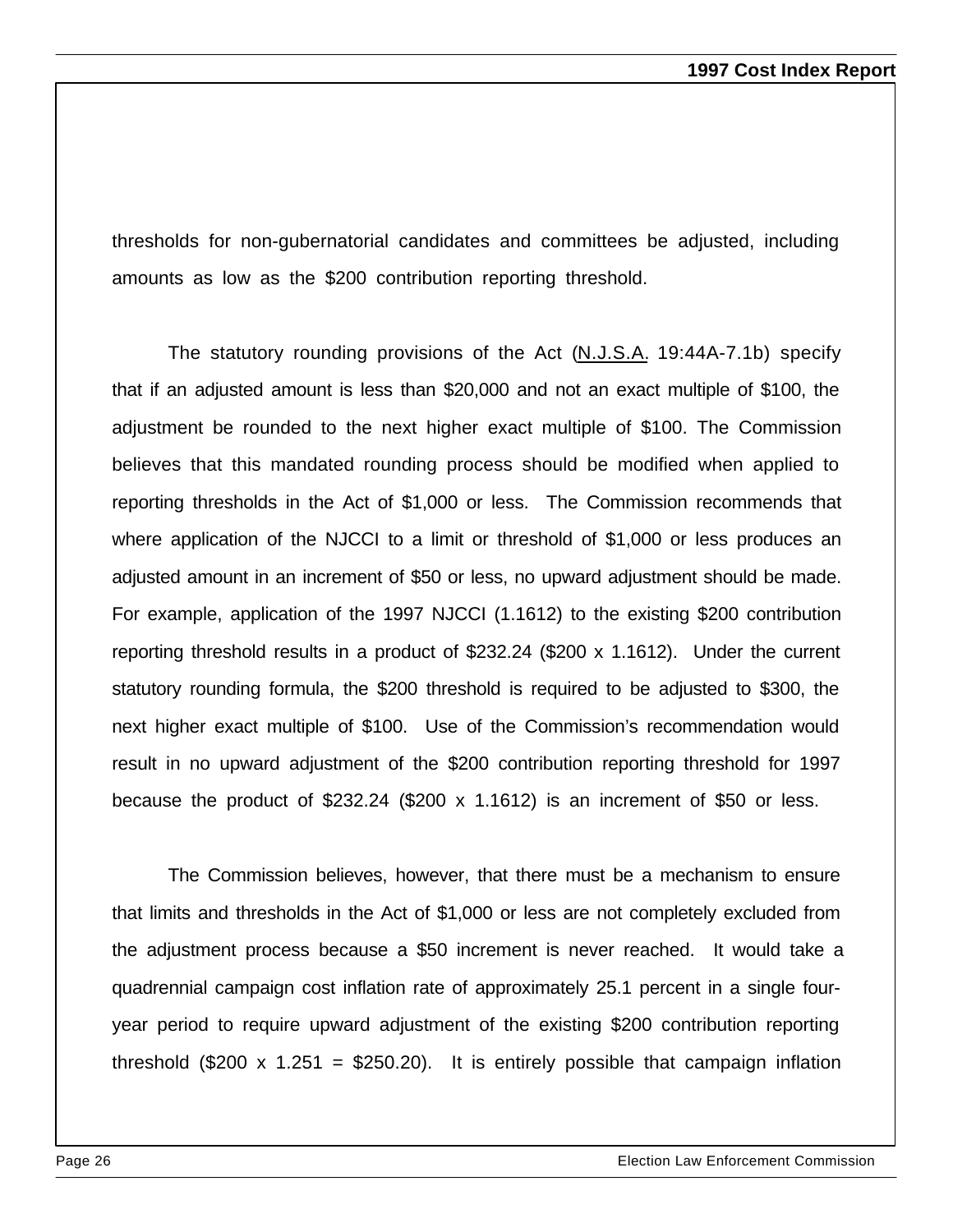thresholds for non-gubernatorial candidates and committees be adjusted, including amounts as low as the $200 contribution reporting threshold.

The statutory rounding provisions of the Act (N.J.S.A. 19:44A-7.1b) specify that if an adjusted amount is less than $20,000 and not an exact multiple of $100, the adjustment be rounded to the next higher exact multiple of $100. The Commission believes that this mandated rounding process should be modified when applied to reporting thresholds in the Act of $1,000 or less. The Commission recommends that where application of the NJCCI to a limit or threshold of $1,000 or less produces an adjusted amount in an increment of $50 or less, no upward adjustment should be made. For example, application of the 1997 NJCCI (1.1612) to the existing $200 contribution reporting threshold results in a product of $232.24 ($200 x 1.1612). Under the current statutory rounding formula, the $200 threshold is required to be adjusted to $300, the next higher exact multiple of $100. Use of the Commission's recommendation would result in no upward adjustment of the $200 contribution reporting threshold for 1997 because the product of $232.24 ($200 x 1.1612) is an increment of $50 or less.

The Commission believes, however, that there must be a mechanism to ensure that limits and thresholds in the Act of $1,000 or less are not completely excluded from the adjustment process because a $50 increment is never reached. It would take a quadrennial campaign cost inflation rate of approximately 25.1 percent in a single four-year period to require upward adjustment of the existing $200 contribution reporting threshold ($200 x 1.251 = $250.20). It is entirely possible that campaign inflation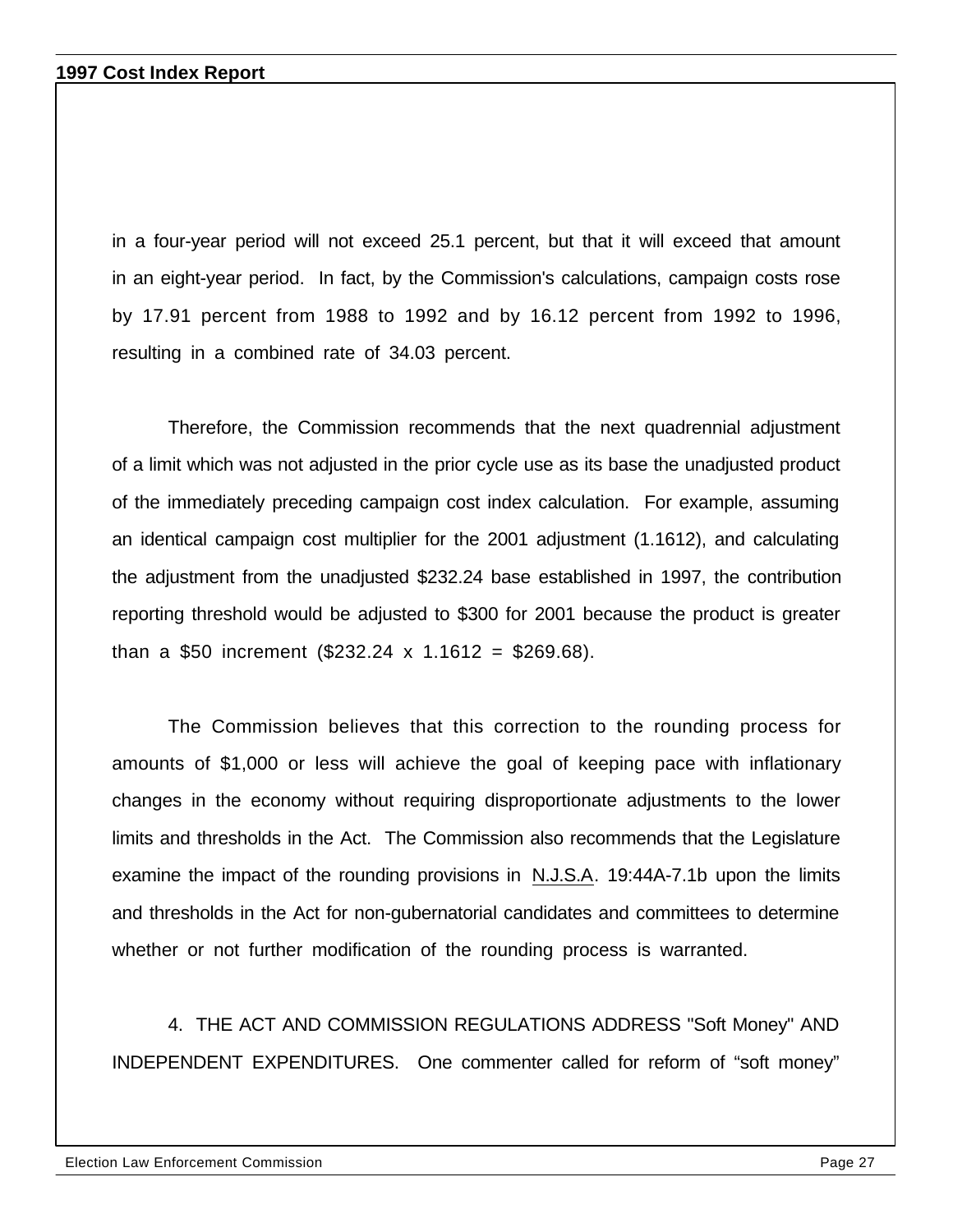in a four-year period will not exceed 25.1 percent, but that it will exceed that amount in an eight-year period. In fact, by the Commission's calculations, campaign costs rose by 17.91 percent from 1988 to 1992 and by 16.12 percent from 1992 to 1996, resulting in a combined rate of 34.03 percent.

Therefore, the Commission recommends that the next quadrennial adjustment of a limit which was not adjusted in the prior cycle use as its base the unadjusted product of the immediately preceding campaign cost index calculation. For example, assuming an identical campaign cost multiplier for the 2001 adjustment (1.1612), and calculating the adjustment from the unadjusted $232.24 base established in 1997, the contribution reporting threshold would be adjusted to $300 for 2001 because the product is greater than a $50 increment ($232.24 x 1.1612 = $269.68).

The Commission believes that this correction to the rounding process for amounts of $1,000 or less will achieve the goal of keeping pace with inflationary changes in the economy without requiring disproportionate adjustments to the lower limits and thresholds in the Act. The Commission also recommends that the Legislature examine the impact of the rounding provisions in N.J.S.A. 19:44A-7.1b upon the limits and thresholds in the Act for non-gubernatorial candidates and committees to determine whether or not further modification of the rounding process is warranted.

4. THE ACT AND COMMISSION REGULATIONS ADDRESS "Soft Money" AND INDEPENDENT EXPENDITURES. One commenter called for reform of “soft money”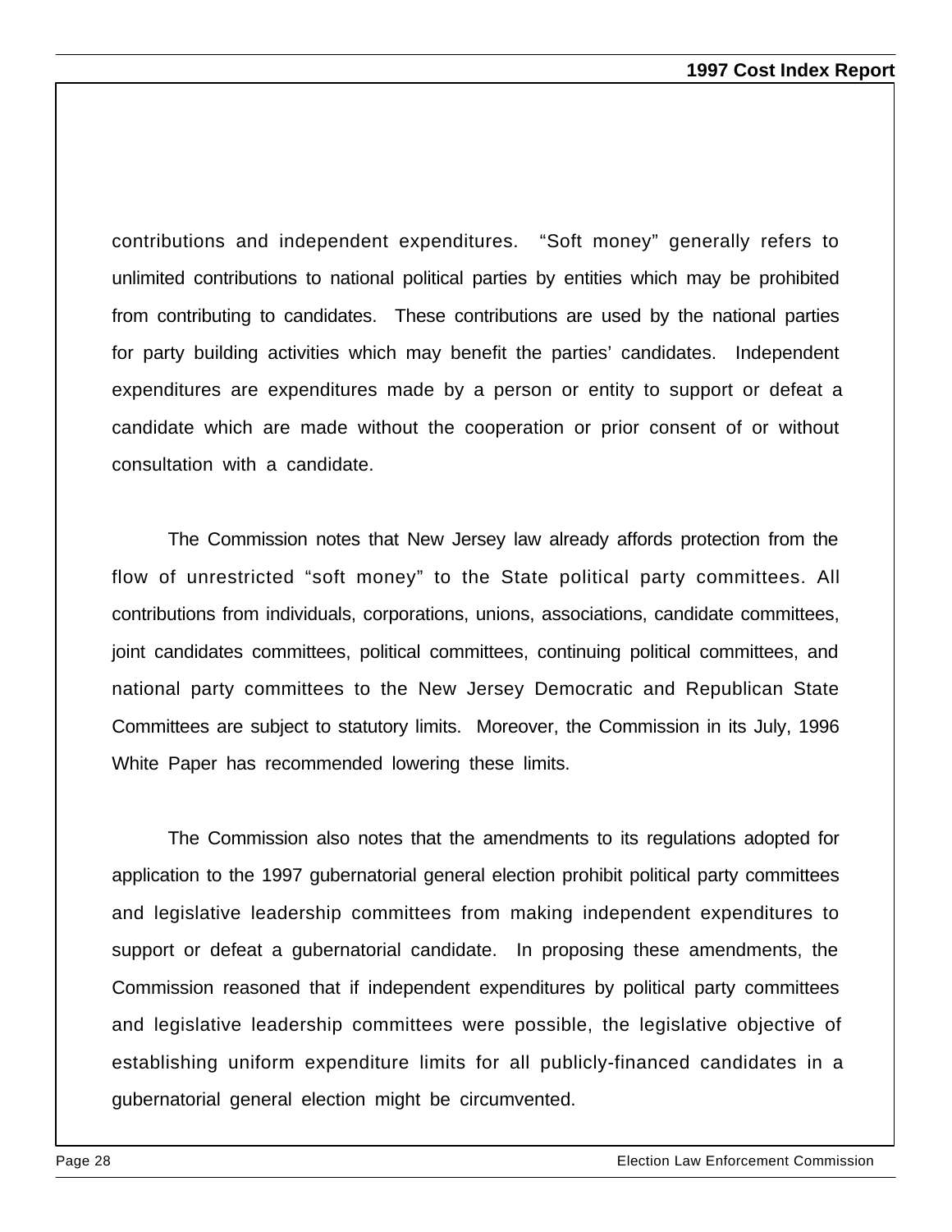contributions and independent expenditures. "Soft money" generally refers to unlimited contributions to national political parties by entities which may be prohibited from contributing to candidates. These contributions are used by the national parties for party building activities which may benefit the parties' candidates. Independent expenditures are expenditures made by a person or entity to support or defeat a candidate which are made without the cooperation or prior consent of or without consultation with a candidate.

The Commission notes that New Jersey law already affords protection from the flow of unrestricted "soft money" to the State political party committees. All contributions from individuals, corporations, unions, associations, candidate committees, joint candidates committees, political committees, continuing political committees, and national party committees to the New Jersey Democratic and Republican State Committees are subject to statutory limits. Moreover, the Commission in its July, 1996 White Paper has recommended lowering these limits.

The Commission also notes that the amendments to its regulations adopted for application to the 1997 gubernatorial general election prohibit political party committees and legislative leadership committees from making independent expenditures to support or defeat a gubernatorial candidate. In proposing these amendments, the Commission reasoned that if independent expenditures by political party committees and legislative leadership committees were possible, the legislative objective of establishing uniform expenditure limits for all publicly-financed candidates in a gubernatorial general election might be circumvented.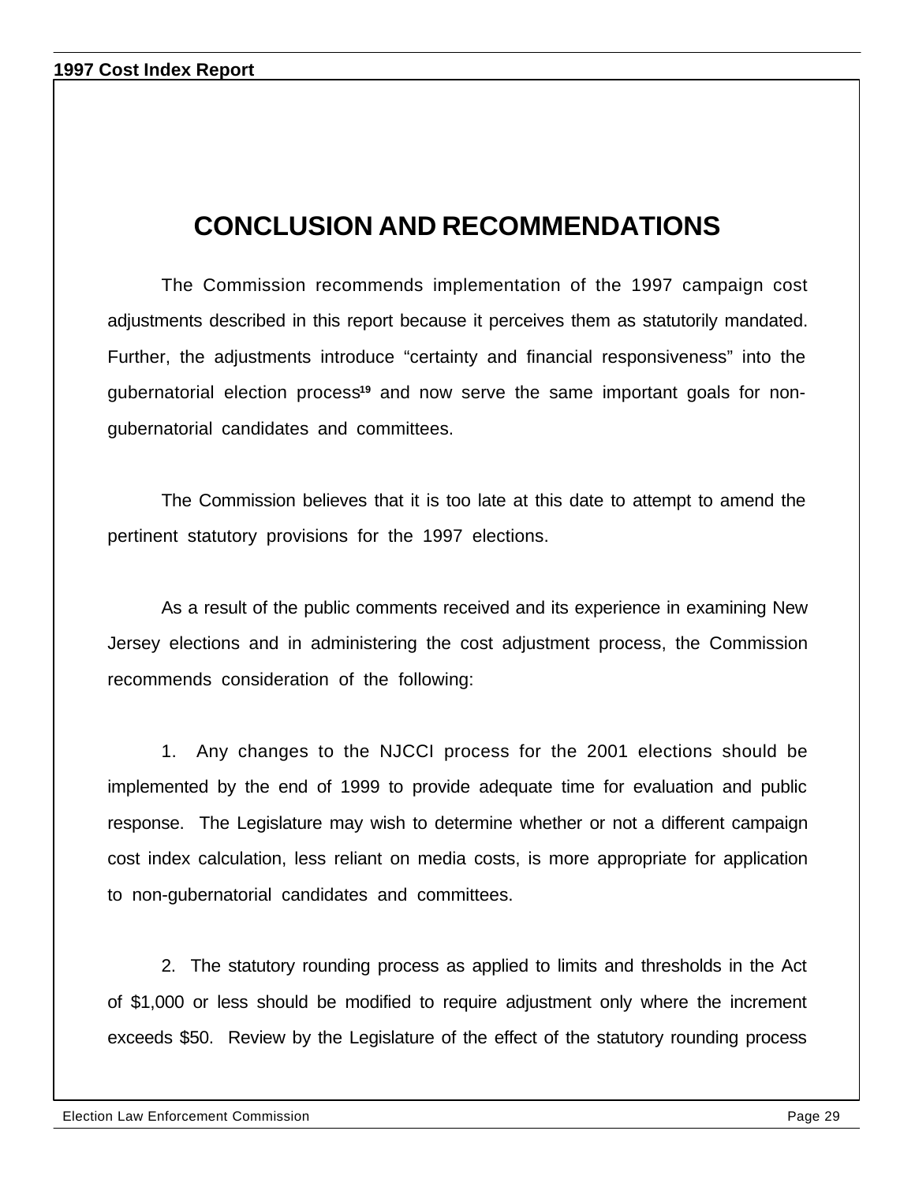# CONCLUSION AND RECOMMENDATIONS

The Commission recommends implementation of the 1997 campaign cost adjustments described in this report because it perceives them as statutorily mandated. Further, the adjustments introduce "certainty and financial responsiveness" into the gubernatorial election process[19] and now serve the same important goals for non-gubernatorial candidates and committees.

The Commission believes that it is too late at this date to attempt to amend the pertinent statutory provisions for the 1997 elections.

As a result of the public comments received and its experience in examining New Jersey elections and in administering the cost adjustment process, the Commission recommends consideration of the following:

1. Any changes to the NJCCI process for the 2001 elections should be implemented by the end of 1999 to provide adequate time for evaluation and public response. The Legislature may wish to determine whether or not a different campaign cost index calculation, less reliant on media costs, is more appropriate for application to non-gubernatorial candidates and committees.

2. The statutory rounding process as applied to limits and thresholds in the Act of $1,000 or less should be modified to require adjustment only where the increment exceeds $50. Review by the Legislature of the effect of the statutory rounding process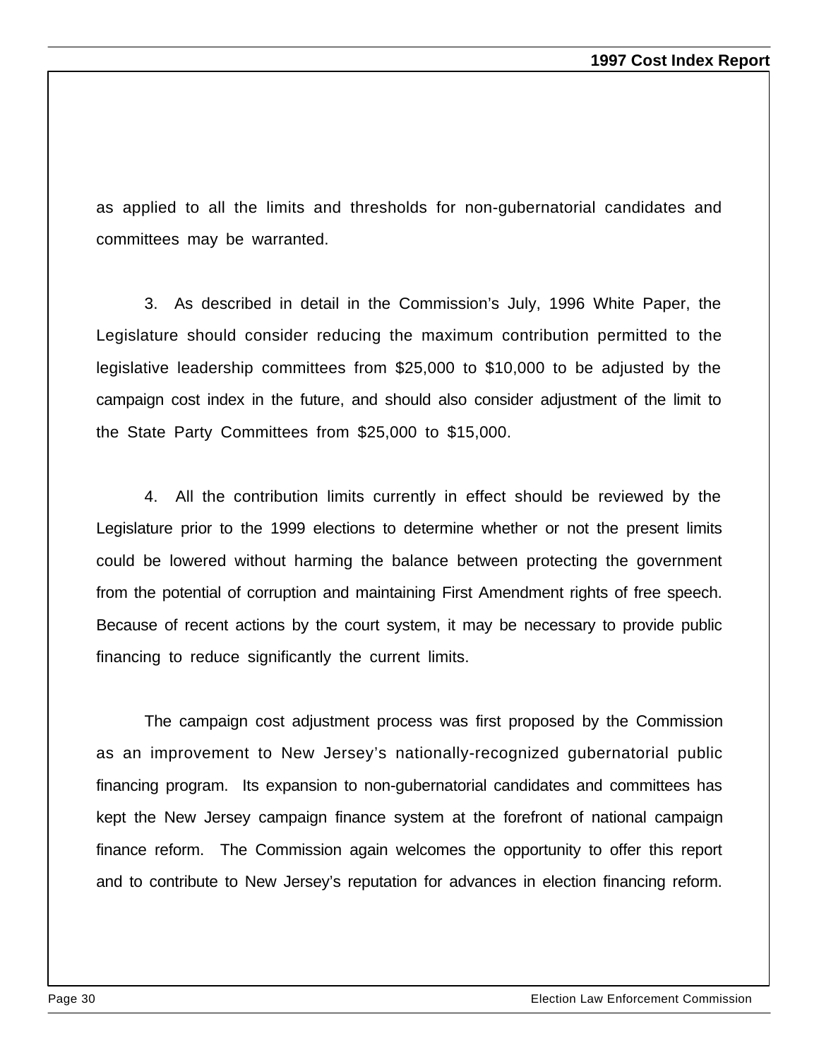as applied to all the limits and thresholds for non-gubernatorial candidates and committees may be warranted.

3. As described in detail in the Commission's July, 1996 White Paper, the Legislature should consider reducing the maximum contribution permitted to the legislative leadership committees from $25,000 to $10,000 to be adjusted by the campaign cost index in the future, and should also consider adjustment of the limit to the State Party Committees from $25,000 to $15,000.

4. All the contribution limits currently in effect should be reviewed by the Legislature prior to the 1999 elections to determine whether or not the present limits could be lowered without harming the balance between protecting the government from the potential of corruption and maintaining First Amendment rights of free speech. Because of recent actions by the court system, it may be necessary to provide public financing to reduce significantly the current limits.

The campaign cost adjustment process was first proposed by the Commission as an improvement to New Jersey's nationally-recognized gubernatorial public financing program. Its expansion to non-gubernatorial candidates and committees has kept the New Jersey campaign finance system at the forefront of national campaign finance reform. The Commission again welcomes the opportunity to offer this report and to contribute to New Jersey's reputation for advances in election financing reform.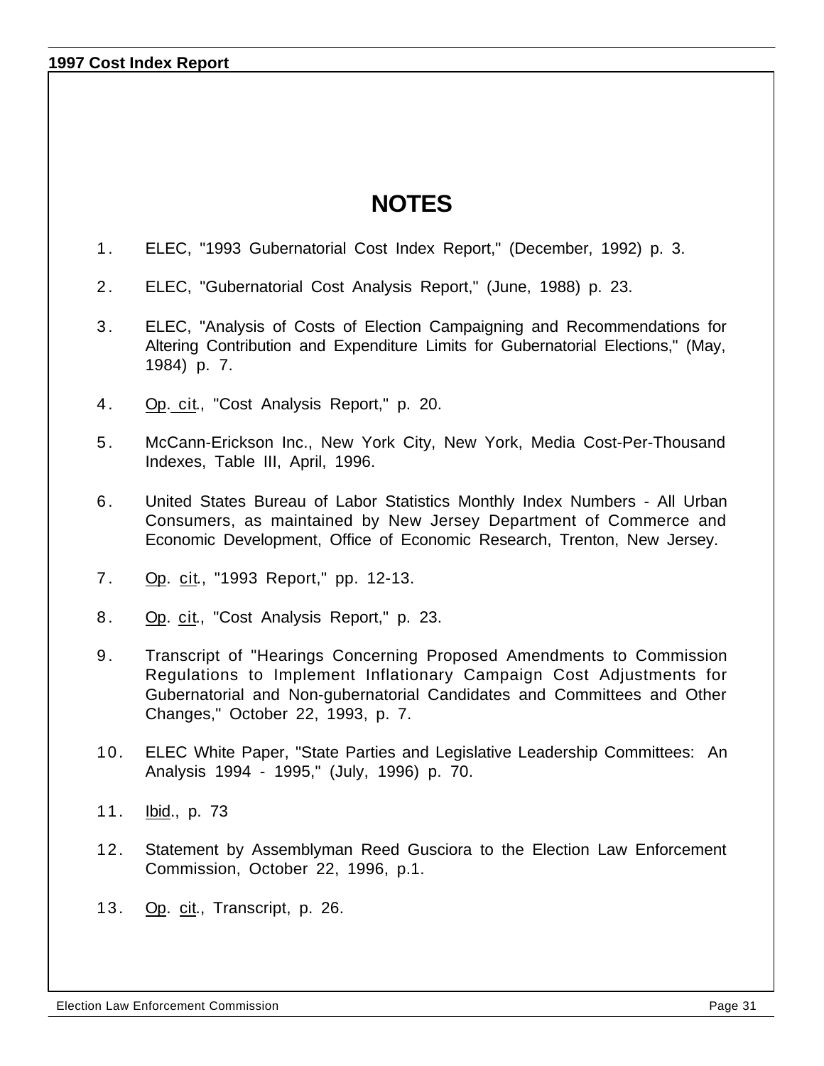# NOTES

1. ELEC, "1993 Gubernatorial Cost Index Report," (December, 1992) p. 3.

2. ELEC, "Gubernatorial Cost Analysis Report," (June, 1988) p. 23.

3. ELEC, "Analysis of Costs of Election Campaigning and Recommendations for Altering Contribution and Expenditure Limits for Gubernatorial Elections," (May, 1984) p. 7.

4. Op. cit., "Cost Analysis Report," p. 20.

5. McCann-Erickson Inc., New York City, New York, Media Cost-Per-Thousand Indexes, Table III, April, 1996.

6. United States Bureau of Labor Statistics Monthly Index Numbers - All Urban Consumers, as maintained by New Jersey Department of Commerce and Economic Development, Office of Economic Research, Trenton, New Jersey.

7. Op. cit., "1993 Report," pp. 12-13.

8. Op. cit., "Cost Analysis Report," p. 23.

9. Transcript of "Hearings Concerning Proposed Amendments to Commission Regulations to Implement Inflationary Campaign Cost Adjustments for Gubernatorial and Non-gubernatorial Candidates and Committees and Other Changes," October 22, 1993, p. 7.

10. ELEC White Paper, "State Parties and Legislative Leadership Committees: An Analysis 1994 - 1995," (July, 1996) p. 70.

11. Ibid., p. 73

12. Statement by Assemblyman Reed Gusciora to the Election Law Enforcement Commission, October 22, 1996, p.1.

13. Op. cit., Transcript, p. 26.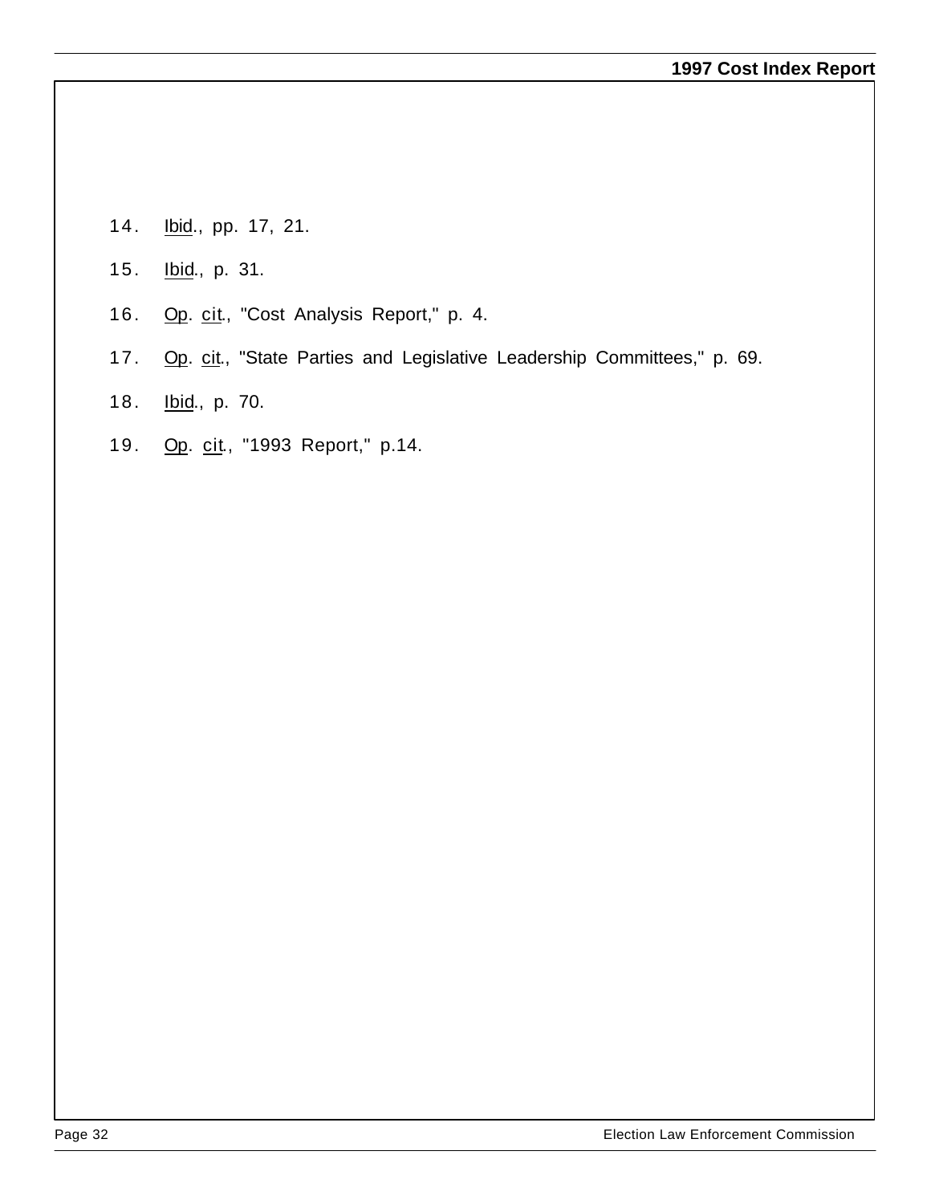14. Ibid., pp. 17, 21.

15. Ibid., p. 31.

16. Op. cit., "Cost Analysis Report," p. 4.

17. Op. cit., "State Parties and Legislative Leadership Committees," p. 69.

18. Ibid., p. 70.

19. Op. cit., "1993 Report," p.14.